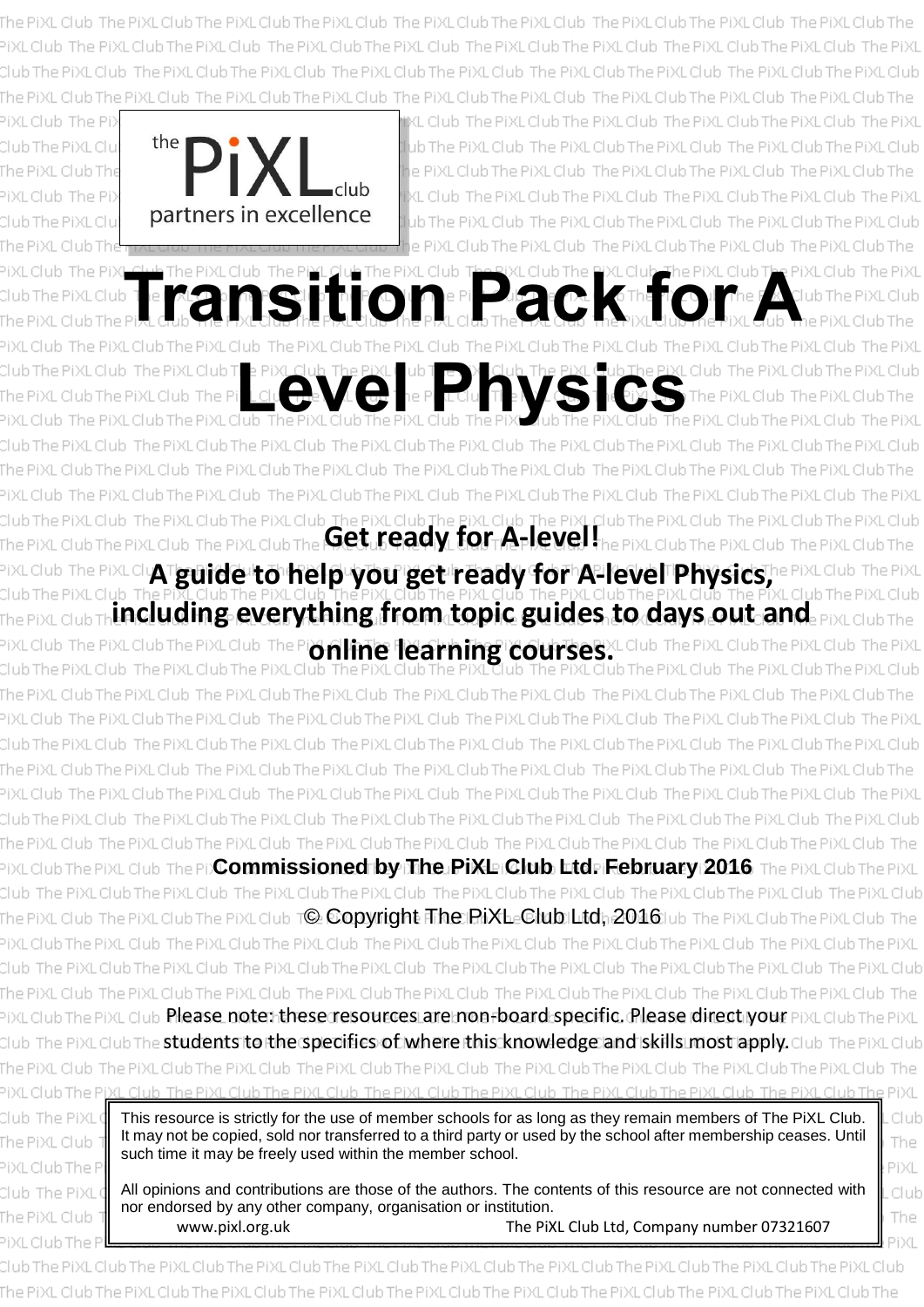the PiXL club
partners in excellence

# Transition Pack for A Level Physics

**Get ready for A-level!**

**A guide to help you get ready for A-level Physics, including everything from topic guides to days out and online learning courses.**

**Commissioned by The PiXL Club Ltd. February 2016**

© Copyright The PiXL Club Ltd, 2016

Please note: these resources are non-board specific. Please direct your students to the specifics of where this knowledge and skills most apply.

This resource is strictly for the use of member schools for as long as they remain members of The PiXL Club. It may not be copied, sold nor transferred to a third party or used by the school after membership ceases. Until such time it may be freely used within the member school.

All opinions and contributions are those of the authors. The contents of this resource are not connected with nor endorsed by any other company, organisation or institution.

www.pixl.org.uk The PiXL Club Ltd, Company number 07321607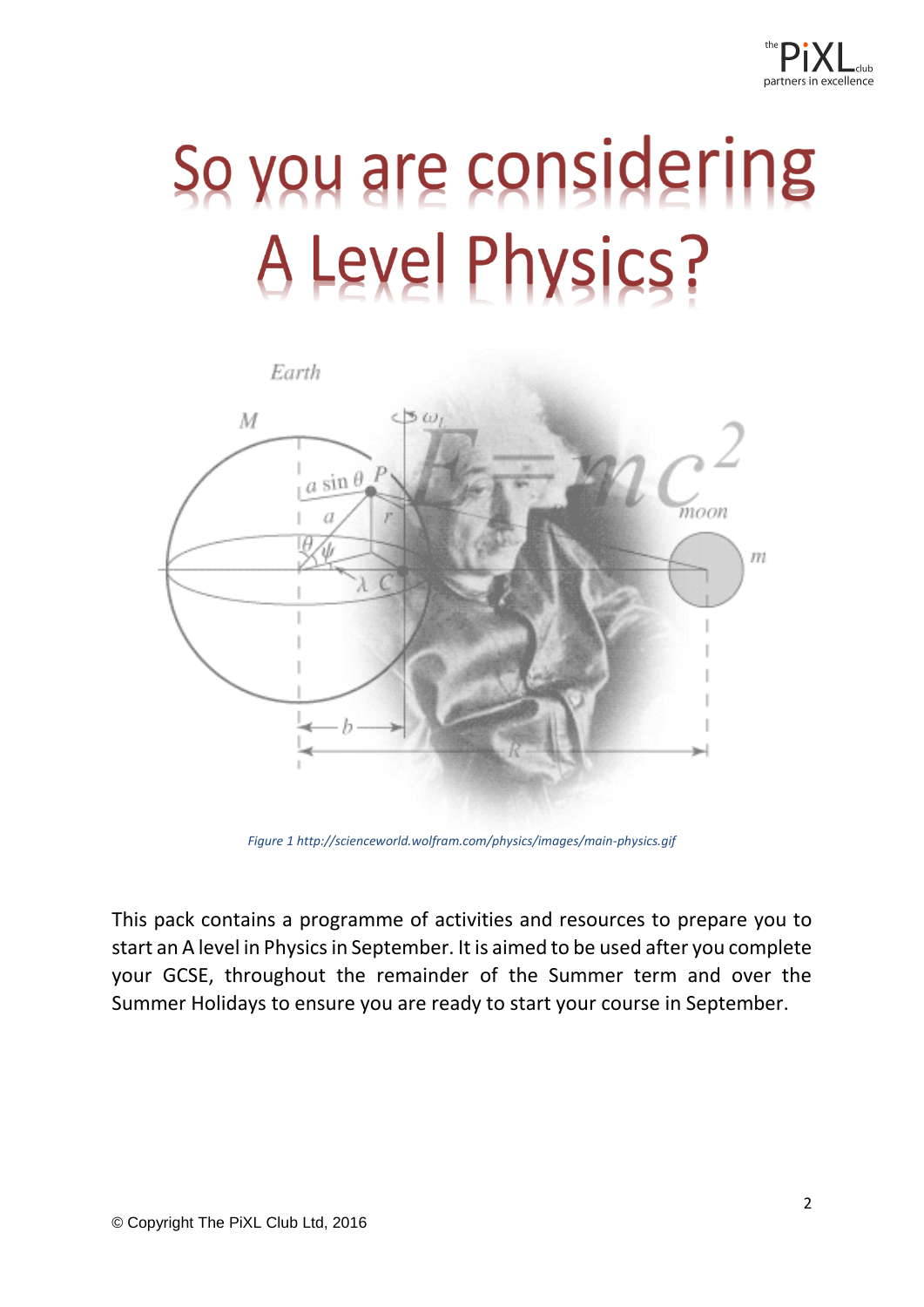# So you are considering A Level Physics?

*Figure 1 http://scienceworld.wolfram.com/physics/images/main-physics.gif*

This pack contains a programme of activities and resources to prepare you to start an A level in Physics in September. It is aimed to be used after you complete your GCSE, throughout the remainder of the Summer term and over the Summer Holidays to ensure you are ready to start your course in September.

© Copyright The PiXL Club Ltd, 2016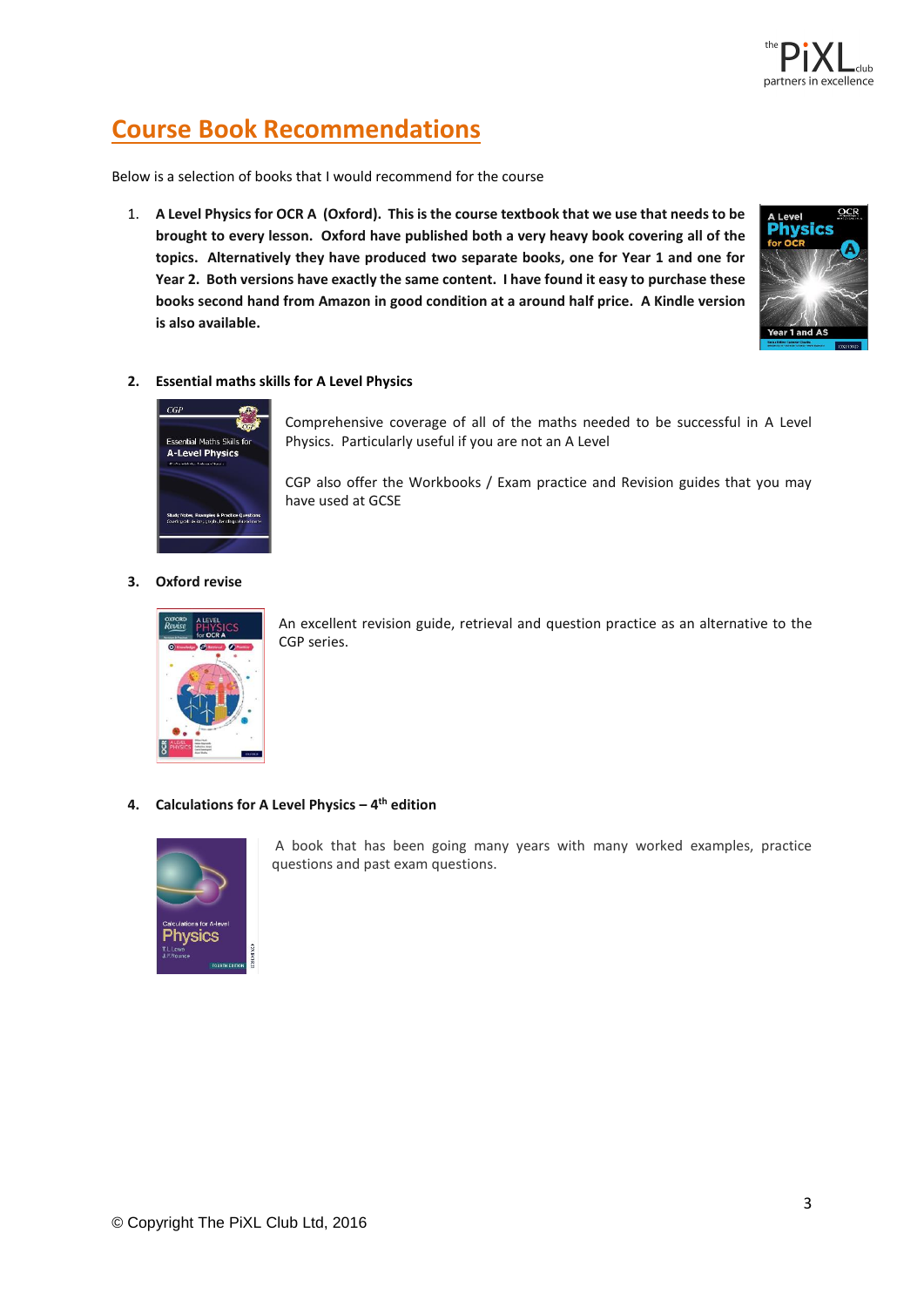## Course Book Recommendations

Below is a selection of books that I would recommend for the course

1. **A Level Physics for OCR A (Oxford). This is the course textbook that we use that needs to be brought to every lesson. Oxford have published both a very heavy book covering all of the topics. Alternatively they have produced two separate books, one for Year 1 and one for Year 2. Both versions have exactly the same content. I have found it easy to purchase these books second hand from Amazon in good condition at a around half price. A Kindle version is also available.**

2. **Essential maths skills for A Level Physics**

   Comprehensive coverage of all of the maths needed to be successful in A Level Physics. Particularly useful if you are not an A Level

   CGP also offer the Workbooks / Exam practice and Revision guides that you may have used at GCSE

3. **Oxford revise**

   An excellent revision guide, retrieval and question practice as an alternative to the CGP series.

4. **Calculations for A Level Physics – 4th edition**

   A book that has been going many years with many worked examples, practice questions and past exam questions.

© Copyright The PiXL Club Ltd, 2016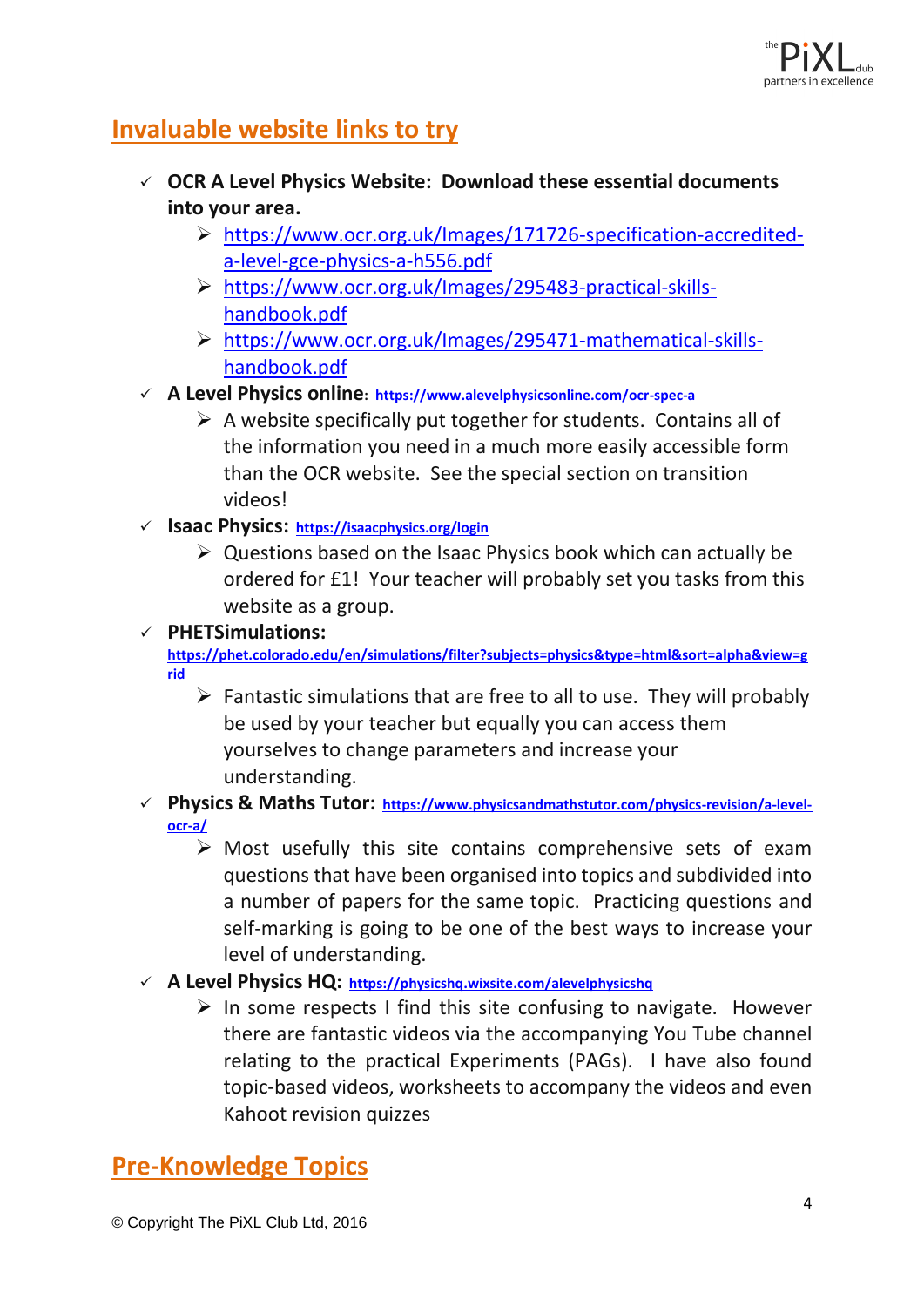## Invaluable website links to try

- **OCR A Level Physics Website: Download these essential documents into your area.**
  - https://www.ocr.org.uk/Images/171726-specification-accredited-a-level-gce-physics-a-h556.pdf
  - https://www.ocr.org.uk/Images/295483-practical-skills-handbook.pdf
  - https://www.ocr.org.uk/Images/295471-mathematical-skills-handbook.pdf
- **A Level Physics online**: **https://www.alevelphysicsonline.com/ocr-spec-a**
  - A website specifically put together for students. Contains all of the information you need in a much more easily accessible form than the OCR website. See the special section on transition videos!
- **Isaac Physics:** **https://isaacphysics.org/login**
  - Questions based on the Isaac Physics book which can actually be ordered for £1! Your teacher will probably set you tasks from this website as a group.
- **PHETSimulations:** **https://phet.colorado.edu/en/simulations/filter?subjects=physics&type=html&sort=alpha&view=grid**
  - Fantastic simulations that are free to all to use. They will probably be used by your teacher but equally you can access them yourselves to change parameters and increase your understanding.
- **Physics & Maths Tutor:** **https://www.physicsandmathstutor.com/physics-revision/a-level-ocr-a/**
  - Most usefully this site contains comprehensive sets of exam questions that have been organised into topics and subdivided into a number of papers for the same topic. Practicing questions and self-marking is going to be one of the best ways to increase your level of understanding.
- **A Level Physics HQ:** **https://physicshq.wixsite.com/alevelphysicshq**
  - In some respects I find this site confusing to navigate. However there are fantastic videos via the accompanying You Tube channel relating to the practical Experiments (PAGs). I have also found topic-based videos, worksheets to accompany the videos and even Kahoot revision quizzes

## Pre-Knowledge Topics

© Copyright The PiXL Club Ltd, 2016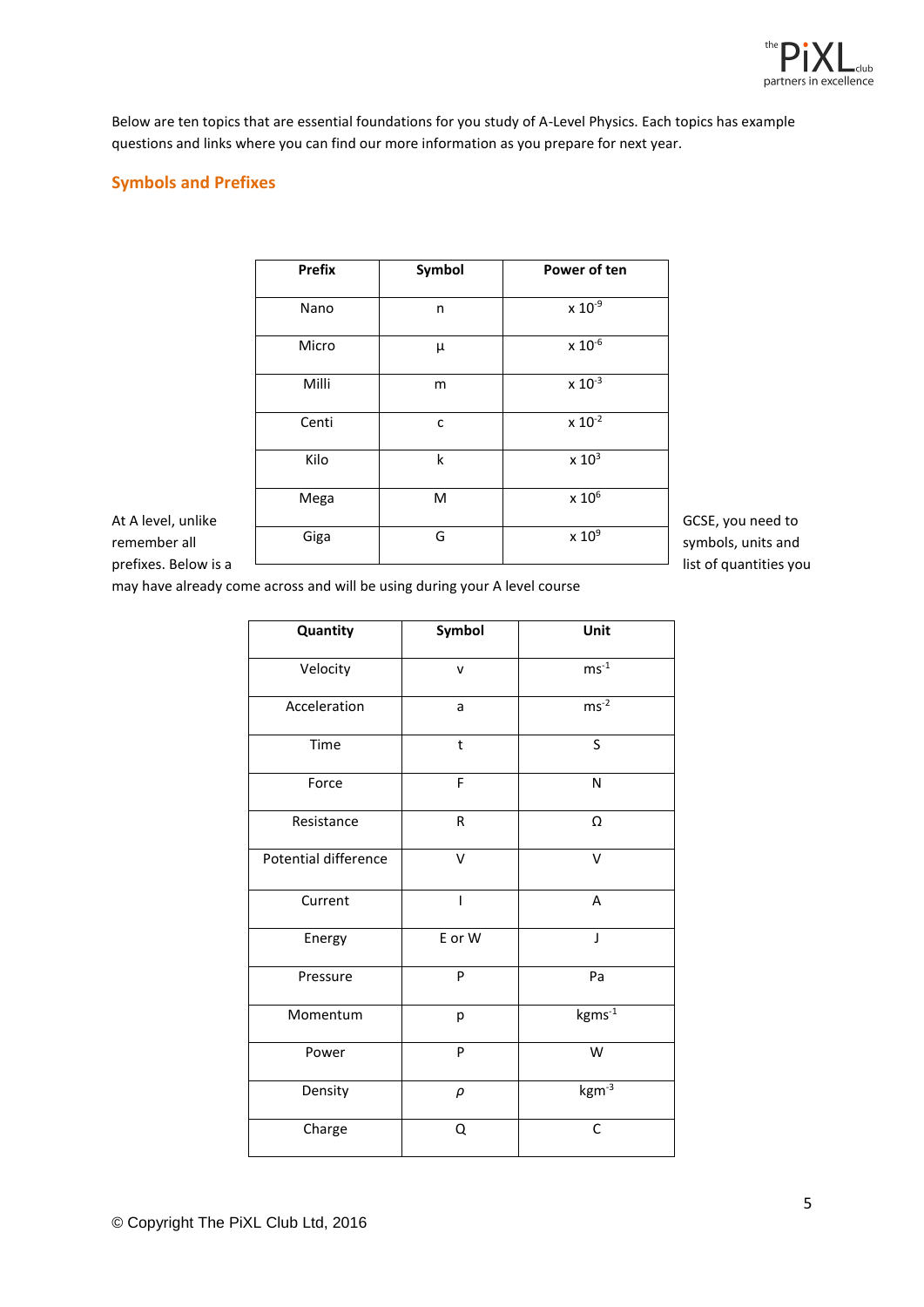Below are ten topics that are essential foundations for you study of A-Level Physics. Each topics has example questions and links where you can find our more information as you prepare for next year.

## Symbols and Prefixes

| Prefix | Symbol | Power of ten |
|---|---|---|
| Nano | n | x $10^{-9}$ |
| Micro | μ | x $10^{-6}$ |
| Milli | m | x $10^{-3}$ |
| Centi | c | x $10^{-2}$ |
| Kilo | k | x $10^{3}$ |
| Mega | M | x $10^{6}$ |
| Giga | G | x $10^{9}$ |

At A level, unlike GCSE, you need to remember all symbols, units and prefixes. Below is a list of quantities you may have already come across and will be using during your A level course

| Quantity | Symbol | Unit |
|---|---|---|
| Velocity | v | $ms^{-1}$ |
| Acceleration | a | $ms^{-2}$ |
| Time | t | S |
| Force | F | N |
| Resistance | R | Ω |
| Potential difference | V | V |
| Current | I | A |
| Energy | E or W | J |
| Pressure | P | Pa |
| Momentum | p | $kgms^{-1}$ |
| Power | P | W |
| Density | $\rho$ | $kgm^{-3}$ |
| Charge | Q | C |

© Copyright The PiXL Club Ltd, 2016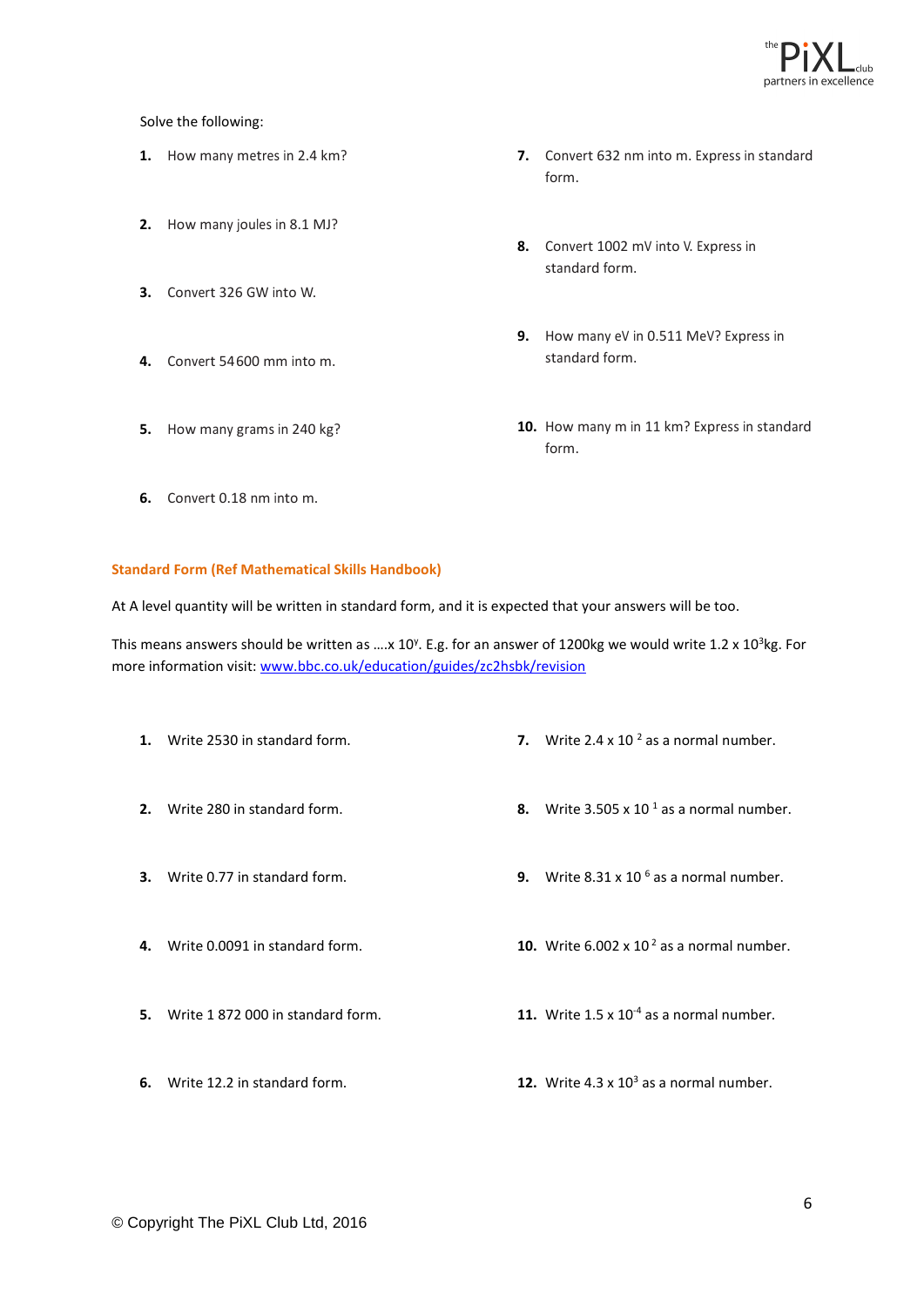Solve the following:

1. How many metres in 2.4 km?
2. How many joules in 8.1 MJ?
3. Convert 326 GW into W.
4. Convert 54600 mm into m.
5. How many grams in 240 kg?
6. Convert 0.18 nm into m.
7. Convert 632 nm into m. Express in standard form.
8. Convert 1002 mV into V. Express in standard form.
9. How many eV in 0.511 MeV? Express in standard form.
10. How many m in 11 km? Express in standard form.

**Standard Form (Ref Mathematical Skills Handbook)**

At A level quantity will be written in standard form, and it is expected that your answers will be too.

This means answers should be written as ….x $10^y$. E.g. for an answer of 1200kg we would write $1.2 \times 10^3$kg. For more information visit: [www.bbc.co.uk/education/guides/zc2hsbk/revision](www.bbc.co.uk/education/guides/zc2hsbk/revision)

1. Write 2530 in standard form.
2. Write 280 in standard form.
3. Write 0.77 in standard form.
4. Write 0.0091 in standard form.
5. Write 1 872 000 in standard form.
6. Write 12.2 in standard form.
7. Write $2.4 \times 10^2$ as a normal number.
8. Write $3.505 \times 10^1$ as a normal number.
9. Write $8.31 \times 10^6$ as a normal number.
10. Write $6.002 \times 10^2$ as a normal number.
11. Write $1.5 \times 10^{-4}$ as a normal number.
12. Write $4.3 \times 10^3$ as a normal number.

© Copyright The PiXL Club Ltd, 2016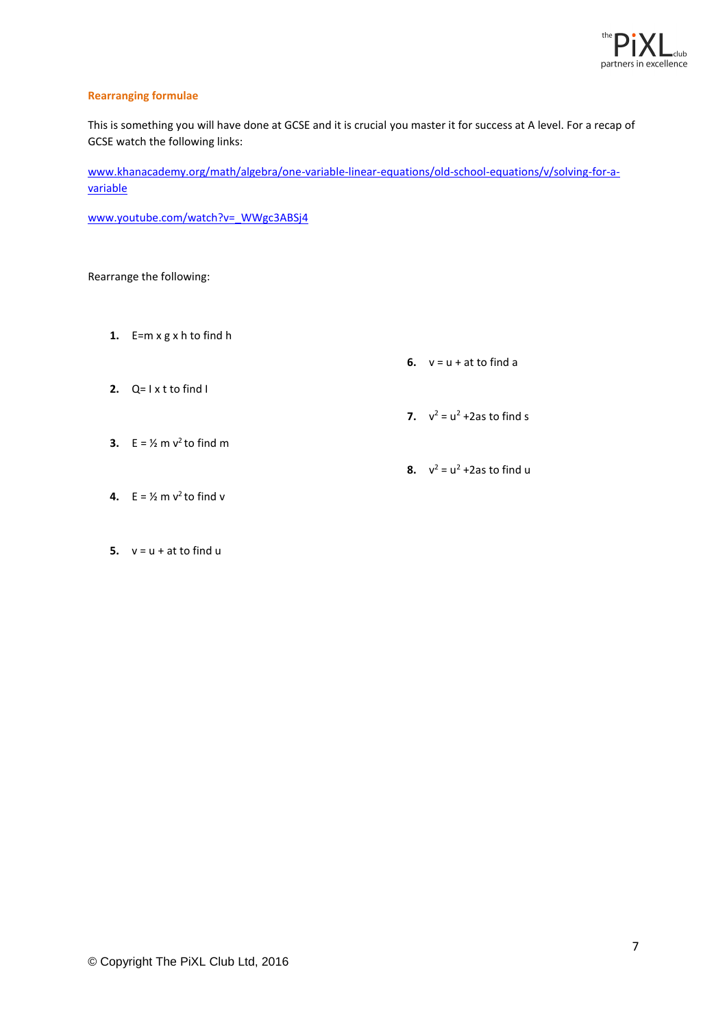## Rearranging formulae

This is something you will have done at GCSE and it is crucial you master it for success at A level. For a recap of GCSE watch the following links:

[www.khanacademy.org/math/algebra/one-variable-linear-equations/old-school-equations/v/solving-for-a-variable](www.khanacademy.org/math/algebra/one-variable-linear-equations/old-school-equations/v/solving-for-a-variable)

[www.youtube.com/watch?v=_WWgc3ABSj4](www.youtube.com/watch?v=_WWgc3ABSj4)

Rearrange the following:

1. $E = m \times g \times h$ to find h
2. $Q = I \times t$ to find I
3. $E = \frac{1}{2} m v^2$ to find m
4. $E = \frac{1}{2} m v^2$ to find v
5. $v = u + at$ to find u
6. $v = u + at$ to find a
7. $v^2 = u^2 + 2as$ to find s
8. $v^2 = u^2 + 2as$ to find u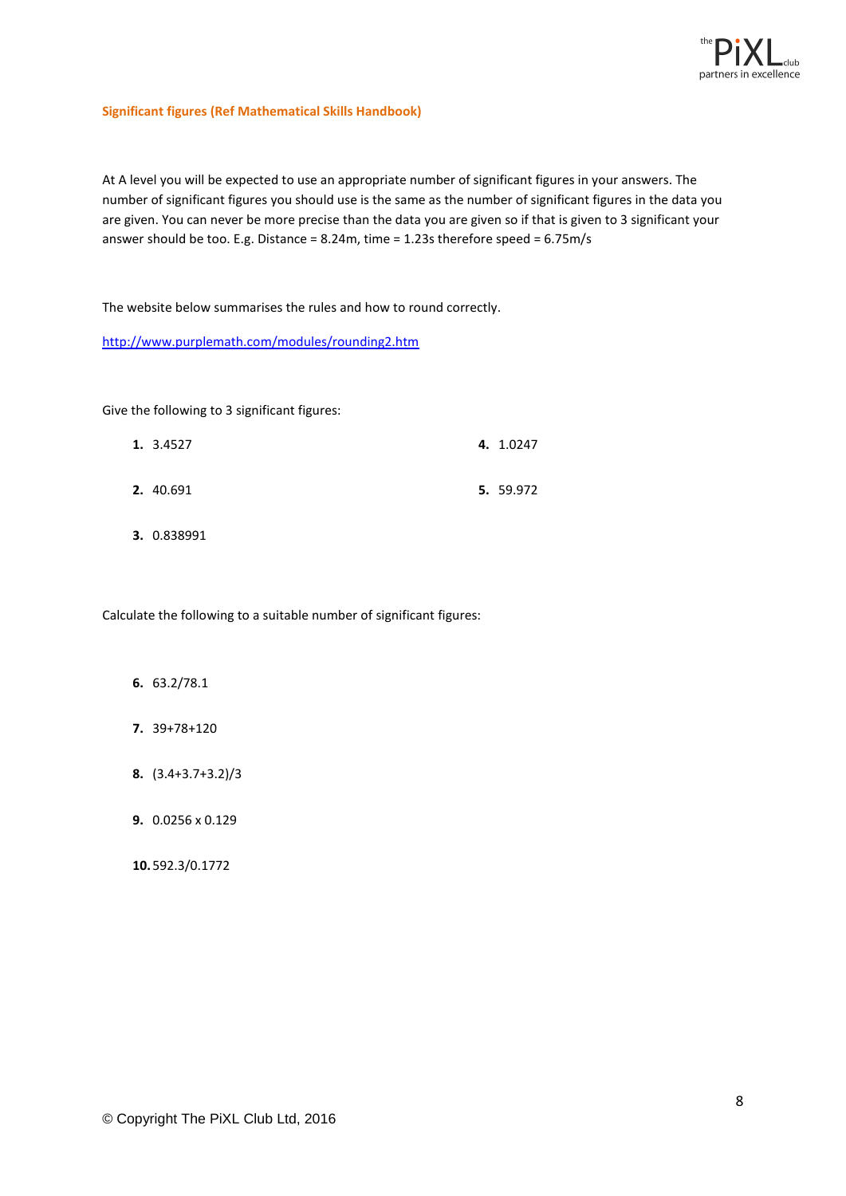## Significant figures (Ref Mathematical Skills Handbook)

At A level you will be expected to use an appropriate number of significant figures in your answers. The number of significant figures you should use is the same as the number of significant figures in the data you are given. You can never be more precise than the data you are given so if that is given to 3 significant your answer should be too. E.g. Distance = 8.24m, time = 1.23s therefore speed = 6.75m/s

The website below summarises the rules and how to round correctly.

http://www.purplemath.com/modules/rounding2.htm

Give the following to 3 significant figures:

1. 3.4527
2. 40.691
3. 0.838991
4. 1.0247
5. 59.972

Calculate the following to a suitable number of significant figures:

6. 63.2/78.1
7. 39+78+120
8. (3.4+3.7+3.2)/3
9. 0.0256 x 0.129
10. 592.3/0.1772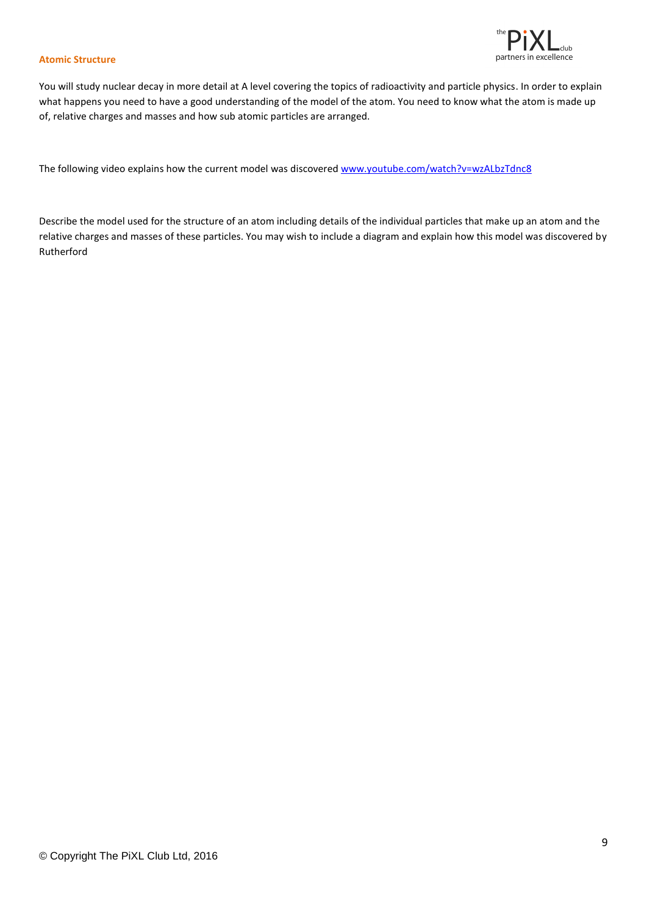## Atomic Structure

You will study nuclear decay in more detail at A level covering the topics of radioactivity and particle physics. In order to explain what happens you need to have a good understanding of the model of the atom. You need to know what the atom is made up of, relative charges and masses and how sub atomic particles are arranged.

The following video explains how the current model was discovered [www.youtube.com/watch?v=wzALbzTdnc8](www.youtube.com/watch?v=wzALbzTdnc8)

Describe the model used for the structure of an atom including details of the individual particles that make up an atom and the relative charges and masses of these particles. You may wish to include a diagram and explain how this model was discovered by Rutherford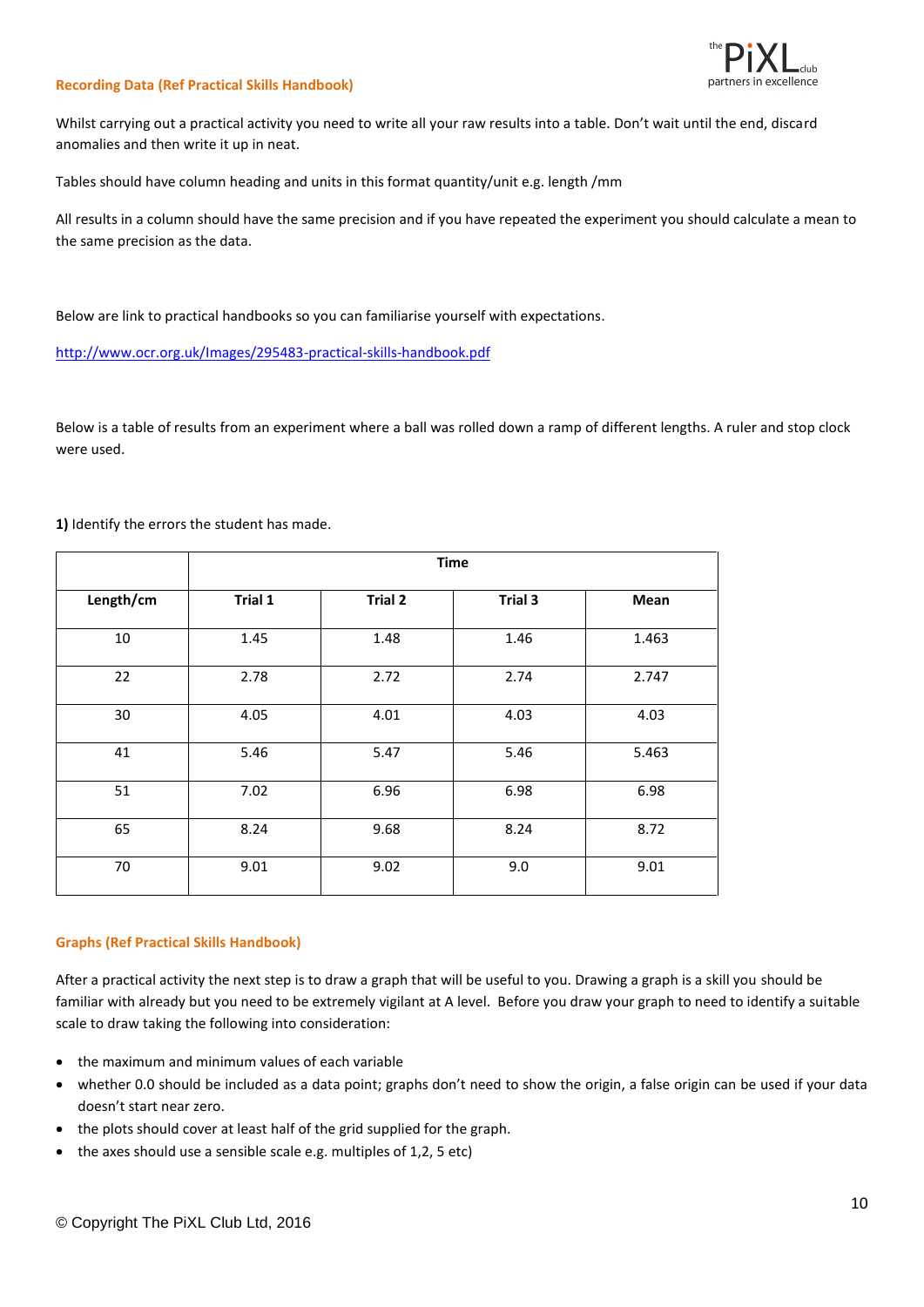### Recording Data (Ref Practical Skills Handbook)

Whilst carrying out a practical activity you need to write all your raw results into a table. Don't wait until the end, discard anomalies and then write it up in neat.

Tables should have column heading and units in this format quantity/unit e.g. length /mm

All results in a column should have the same precision and if you have repeated the experiment you should calculate a mean to the same precision as the data.

Below are link to practical handbooks so you can familiarise yourself with expectations.

http://www.ocr.org.uk/Images/295483-practical-skills-handbook.pdf

Below is a table of results from an experiment where a ball was rolled down a ramp of different lengths. A ruler and stop clock were used.

**1)** Identify the errors the student has made.

| | Time | | | |
|---|---|---|---|---|
| **Length/cm** | **Trial 1** | **Trial 2** | **Trial 3** | **Mean** |
| 10 | 1.45 | 1.48 | 1.46 | 1.463 |
| 22 | 2.78 | 2.72 | 2.74 | 2.747 |
| 30 | 4.05 | 4.01 | 4.03 | 4.03 |
| 41 | 5.46 | 5.47 | 5.46 | 5.463 |
| 51 | 7.02 | 6.96 | 6.98 | 6.98 |
| 65 | 8.24 | 9.68 | 8.24 | 8.72 |
| 70 | 9.01 | 9.02 | 9.0 | 9.01 |

### Graphs (Ref Practical Skills Handbook)

After a practical activity the next step is to draw a graph that will be useful to you. Drawing a graph is a skill you should be familiar with already but you need to be extremely vigilant at A level. Before you draw your graph to need to identify a suitable scale to draw taking the following into consideration:

- the maximum and minimum values of each variable
- whether 0.0 should be included as a data point; graphs don't need to show the origin, a false origin can be used if your data doesn't start near zero.
- the plots should cover at least half of the grid supplied for the graph.
- the axes should use a sensible scale e.g. multiples of 1,2, 5 etc)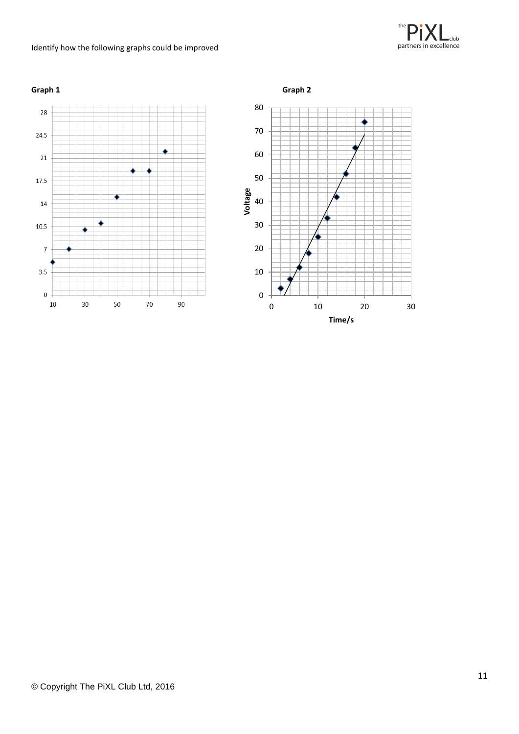Identify how the following graphs could be improved

**Graph 1**

**Graph 2**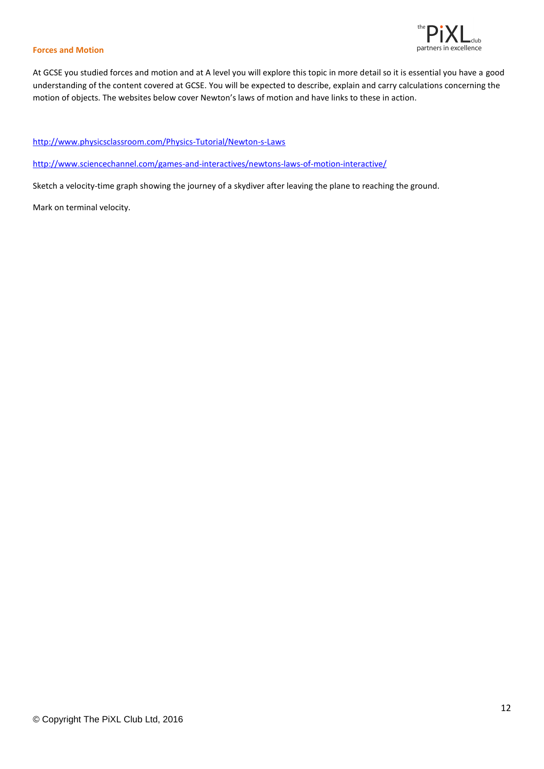## Forces and Motion

At GCSE you studied forces and motion and at A level you will explore this topic in more detail so it is essential you have a good understanding of the content covered at GCSE. You will be expected to describe, explain and carry calculations concerning the motion of objects. The websites below cover Newton's laws of motion and have links to these in action.

http://www.physicsclassroom.com/Physics-Tutorial/Newton-s-Laws

http://www.sciencechannel.com/games-and-interactives/newtons-laws-of-motion-interactive/

Sketch a velocity-time graph showing the journey of a skydiver after leaving the plane to reaching the ground.

Mark on terminal velocity.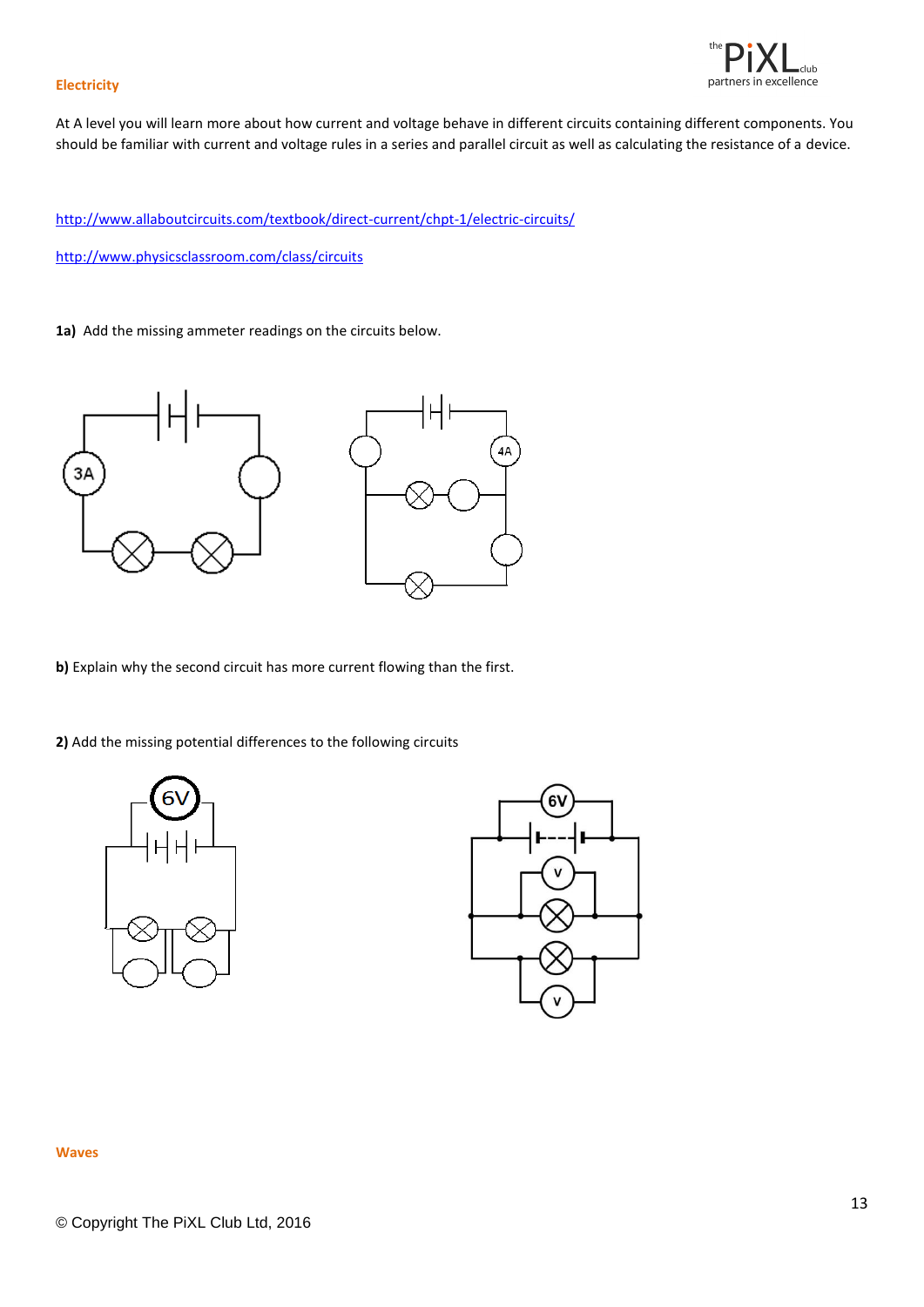**Electricity**

At A level you will learn more about how current and voltage behave in different circuits containing different components. You should be familiar with current and voltage rules in a series and parallel circuit as well as calculating the resistance of a device.

http://www.allaboutcircuits.com/textbook/direct-current/chpt-1/electric-circuits/

http://www.physicsclassroom.com/class/circuits

**1a)** Add the missing ammeter readings on the circuits below.

**b)** Explain why the second circuit has more current flowing than the first.

**2)** Add the missing potential differences to the following circuits

**Waves**

© Copyright The PiXL Club Ltd, 2016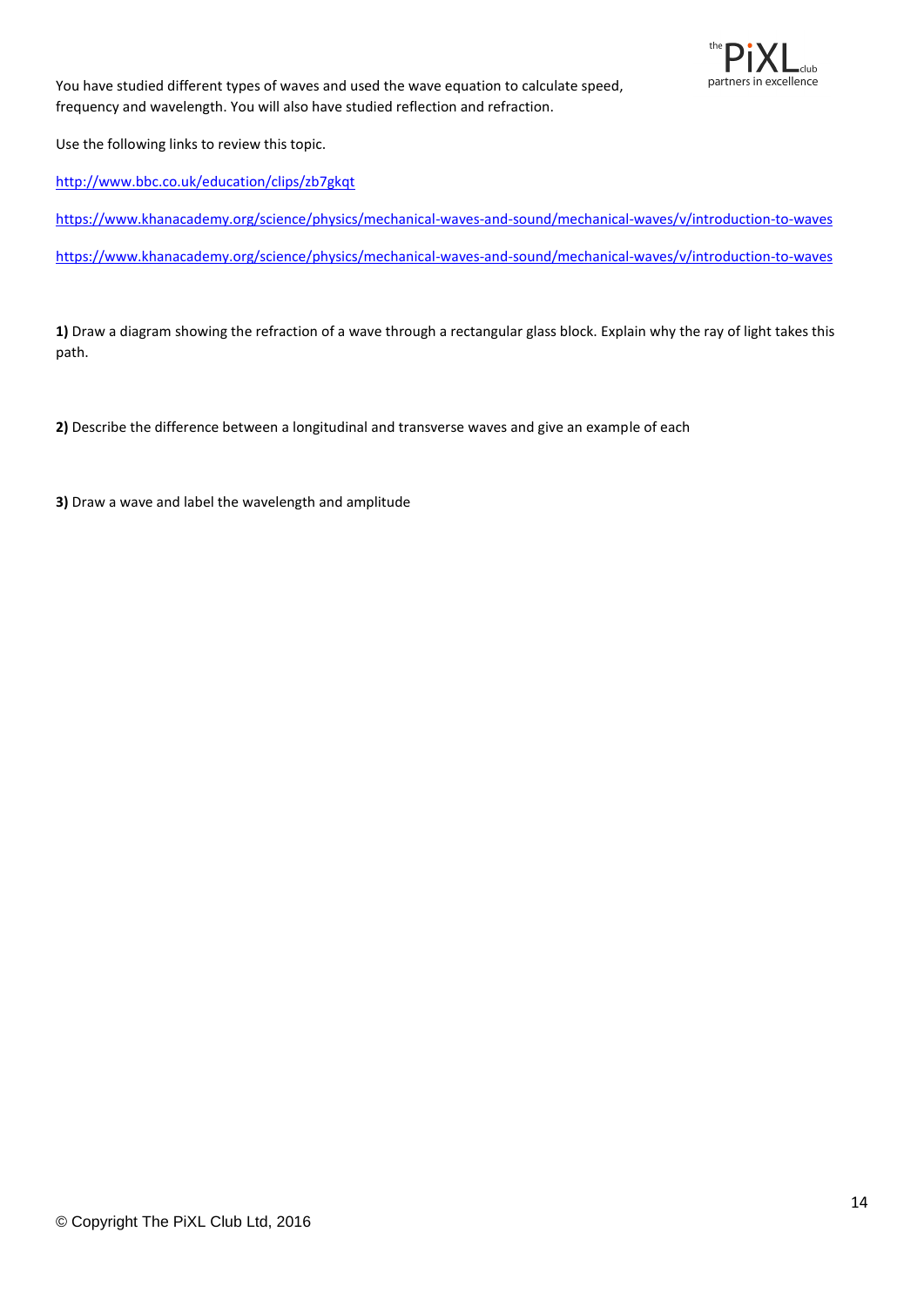You have studied different types of waves and used the wave equation to calculate speed, frequency and wavelength. You will also have studied reflection and refraction.

Use the following links to review this topic.

http://www.bbc.co.uk/education/clips/zb7gkqt

https://www.khanacademy.org/science/physics/mechanical-waves-and-sound/mechanical-waves/v/introduction-to-waves

https://www.khanacademy.org/science/physics/mechanical-waves-and-sound/mechanical-waves/v/introduction-to-waves

**1)** Draw a diagram showing the refraction of a wave through a rectangular glass block. Explain why the ray of light takes this path.

**2)** Describe the difference between a longitudinal and transverse waves and give an example of each

**3)** Draw a wave and label the wavelength and amplitude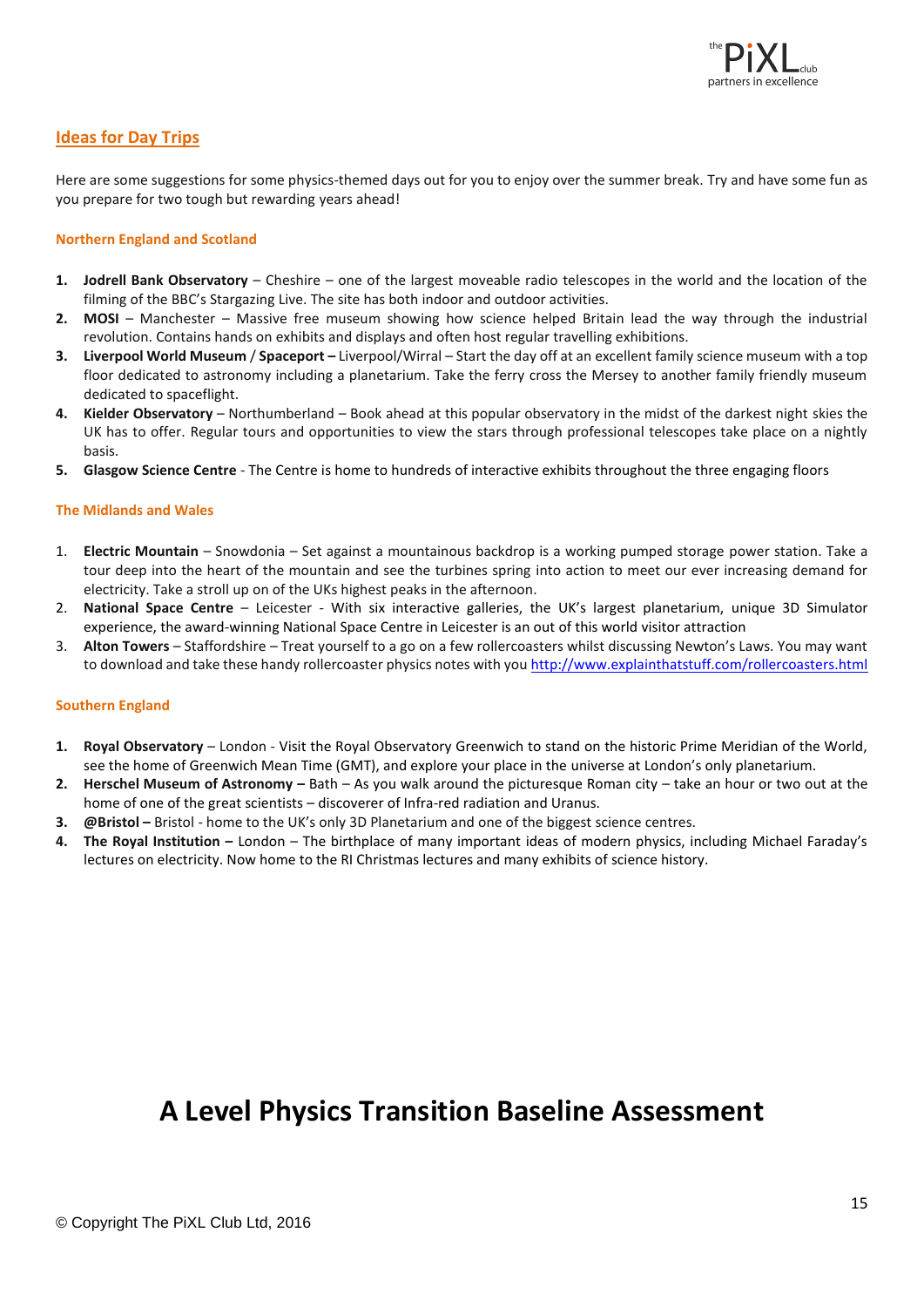## Ideas for Day Trips

Here are some suggestions for some physics-themed days out for you to enjoy over the summer break. Try and have some fun as you prepare for two tough but rewarding years ahead!

### Northern England and Scotland

1. **Jodrell Bank Observatory** – Cheshire – one of the largest moveable radio telescopes in the world and the location of the filming of the BBC's Stargazing Live. The site has both indoor and outdoor activities.
2. **MOSI** – Manchester – Massive free museum showing how science helped Britain lead the way through the industrial revolution. Contains hands on exhibits and displays and often host regular travelling exhibitions.
3. **Liverpool World Museum** / **Spaceport –** Liverpool/Wirral – Start the day off at an excellent family science museum with a top floor dedicated to astronomy including a planetarium. Take the ferry cross the Mersey to another family friendly museum dedicated to spaceflight.
4. **Kielder Observatory** – Northumberland – Book ahead at this popular observatory in the midst of the darkest night skies the UK has to offer. Regular tours and opportunities to view the stars through professional telescopes take place on a nightly basis.
5. **Glasgow Science Centre** - The Centre is home to hundreds of interactive exhibits throughout the three engaging floors

### The Midlands and Wales

1. **Electric Mountain** – Snowdonia – Set against a mountainous backdrop is a working pumped storage power station. Take a tour deep into the heart of the mountain and see the turbines spring into action to meet our ever increasing demand for electricity. Take a stroll up on of the UKs highest peaks in the afternoon.
2. **National Space Centre** – Leicester - With six interactive galleries, the UK's largest planetarium, unique 3D Simulator experience, the award-winning National Space Centre in Leicester is an out of this world visitor attraction
3. **Alton Towers** – Staffordshire – Treat yourself to a go on a few rollercoasters whilst discussing Newton's Laws. You may want to download and take these handy rollercoaster physics notes with you http://www.explainthatstuff.com/rollercoasters.html

### Southern England

1. **Royal Observatory** – London - Visit the Royal Observatory Greenwich to stand on the historic Prime Meridian of the World, see the home of Greenwich Mean Time (GMT), and explore your place in the universe at London's only planetarium.
2. **Herschel Museum of Astronomy –** Bath – As you walk around the picturesque Roman city – take an hour or two out at the home of one of the great scientists – discoverer of Infra-red radiation and Uranus.
3. **@Bristol –** Bristol - home to the UK's only 3D Planetarium and one of the biggest science centres.
4. **The Royal Institution –** London – The birthplace of many important ideas of modern physics, including Michael Faraday's lectures on electricity. Now home to the RI Christmas lectures and many exhibits of science history.

# A Level Physics Transition Baseline Assessment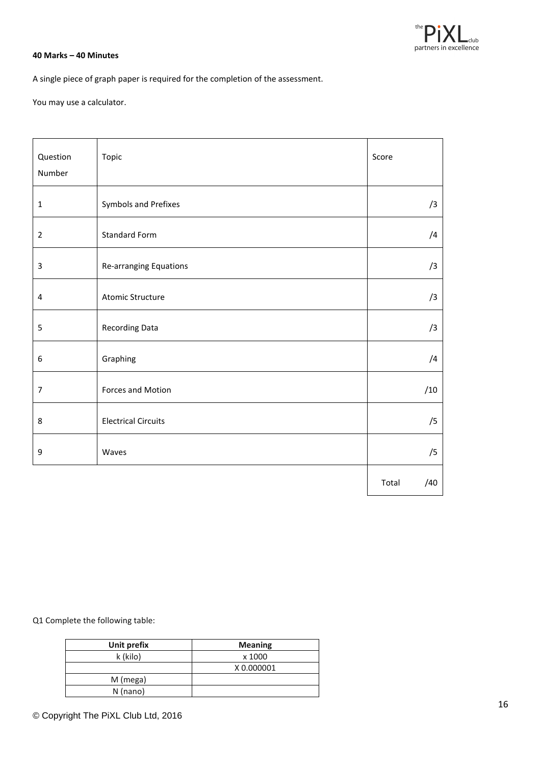**40 Marks – 40 Minutes**

A single piece of graph paper is required for the completion of the assessment.

You may use a calculator.

| Question Number | Topic | Score |
|---|---|---|
| 1 | Symbols and Prefixes | /3 |
| 2 | Standard Form | /4 |
| 3 | Re-arranging Equations | /3 |
| 4 | Atomic Structure | /3 |
| 5 | Recording Data | /3 |
| 6 | Graphing | /4 |
| 7 | Forces and Motion | /10 |
| 8 | Electrical Circuits | /5 |
| 9 | Waves | /5 |
| | | Total /40 |

Q1 Complete the following table:

| Unit prefix | Meaning |
|---|---|
| k (kilo) | x 1000 |
| | X 0.000001 |
| M (mega) | |
| N (nano) | |

© Copyright The PiXL Club Ltd, 2016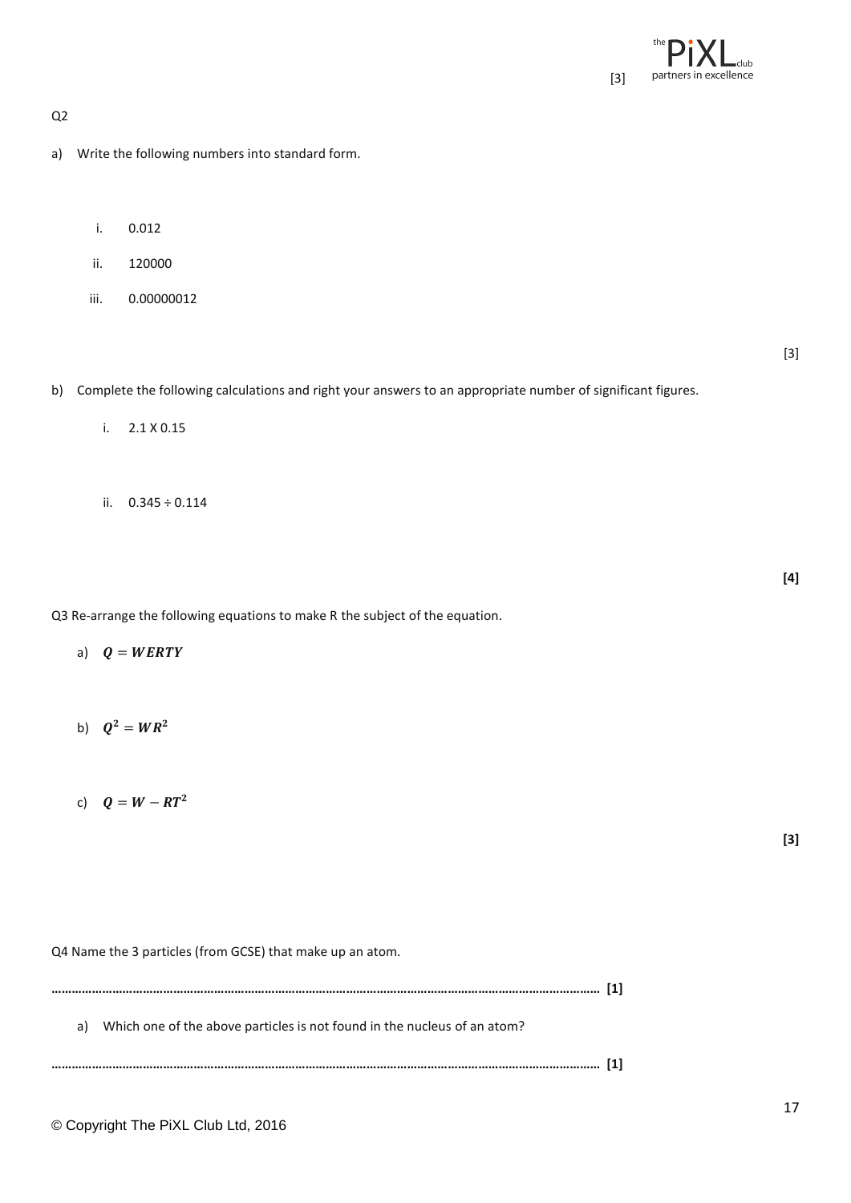[3]

Q2

a) Write the following numbers into standard form.

i. 0.012

ii. 120000

iii. 0.00000012

[3]

b) Complete the following calculations and right your answers to an appropriate number of significant figures.

i. 2.1 X 0.15

ii. 0.345 ÷ 0.114

**[4]**

Q3 Re-arrange the following equations to make R the subject of the equation.

a) $Q = WERTY$

b) $Q^2 = WR^2$

c) $Q = W - RT^2$

**[3]**

Q4 Name the 3 particles (from GCSE) that make up an atom.

………………………………………………………………………………………………………………………………………………… **[1]**

a) Which one of the above particles is not found in the nucleus of an atom?

………………………………………………………………………………………………………………………………………………… **[1]**

© Copyright The PiXL Club Ltd, 2016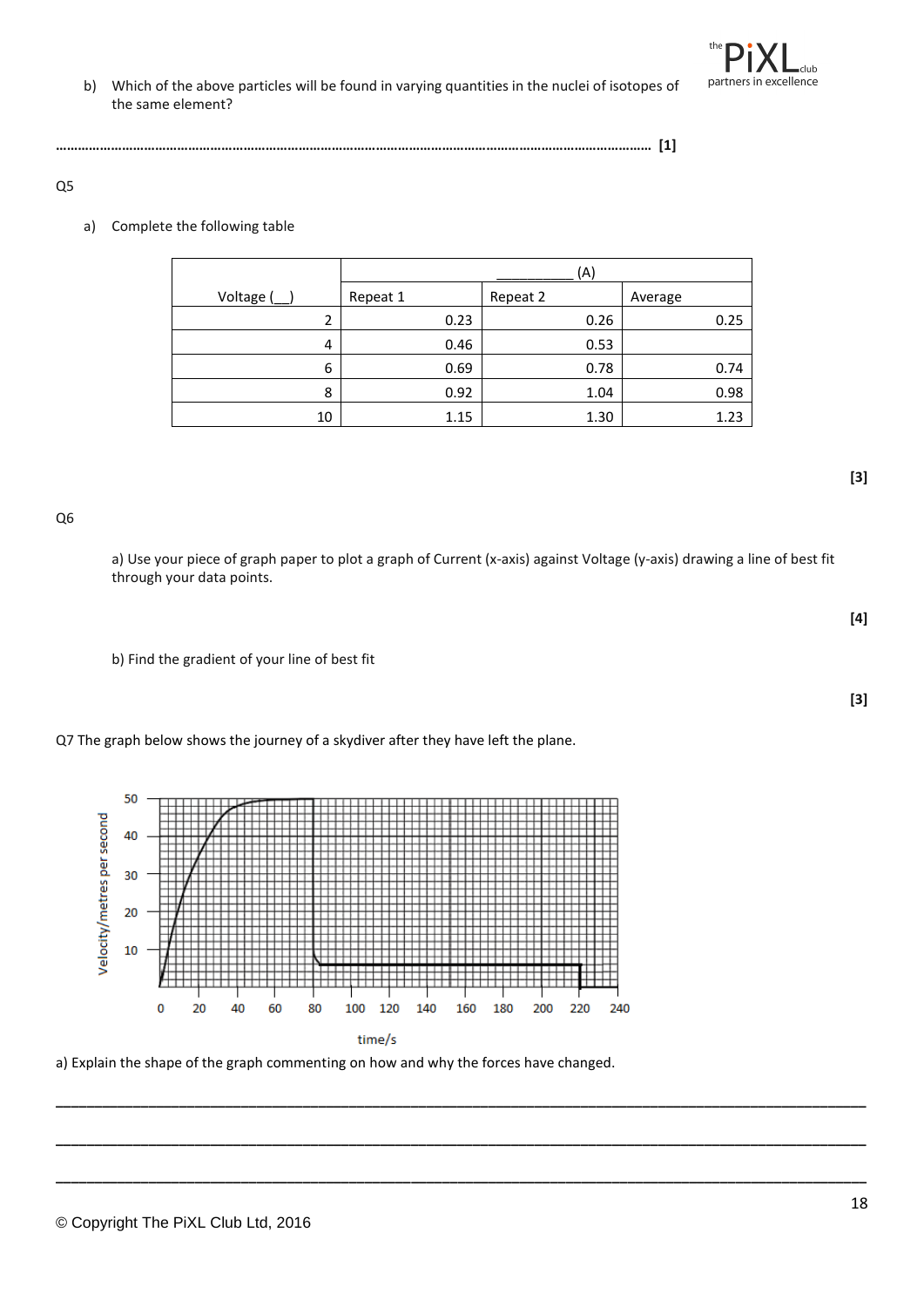b) Which of the above particles will be found in varying quantities in the nuclei of isotopes of the same element?

……………………………………………………………………………………………………………………………………………… [1]

Q5

a) Complete the following table

| Voltage (__) | __________ (A) | | |
|---|---|---|---|
| | Repeat 1 | Repeat 2 | Average |
| 2 | 0.23 | 0.26 | 0.25 |
| 4 | 0.46 | 0.53 | |
| 6 | 0.69 | 0.78 | 0.74 |
| 8 | 0.92 | 1.04 | 0.98 |
| 10 | 1.15 | 1.30 | 1.23 |

[3]

Q6

a) Use your piece of graph paper to plot a graph of Current (x-axis) against Voltage (y-axis) drawing a line of best fit through your data points.

[4]

b) Find the gradient of your line of best fit

[3]

Q7 The graph below shows the journey of a skydiver after they have left the plane.

a) Explain the shape of the graph commenting on how and why the forces have changed.

___________________________________________________________________________

___________________________________________________________________________

___________________________________________________________________________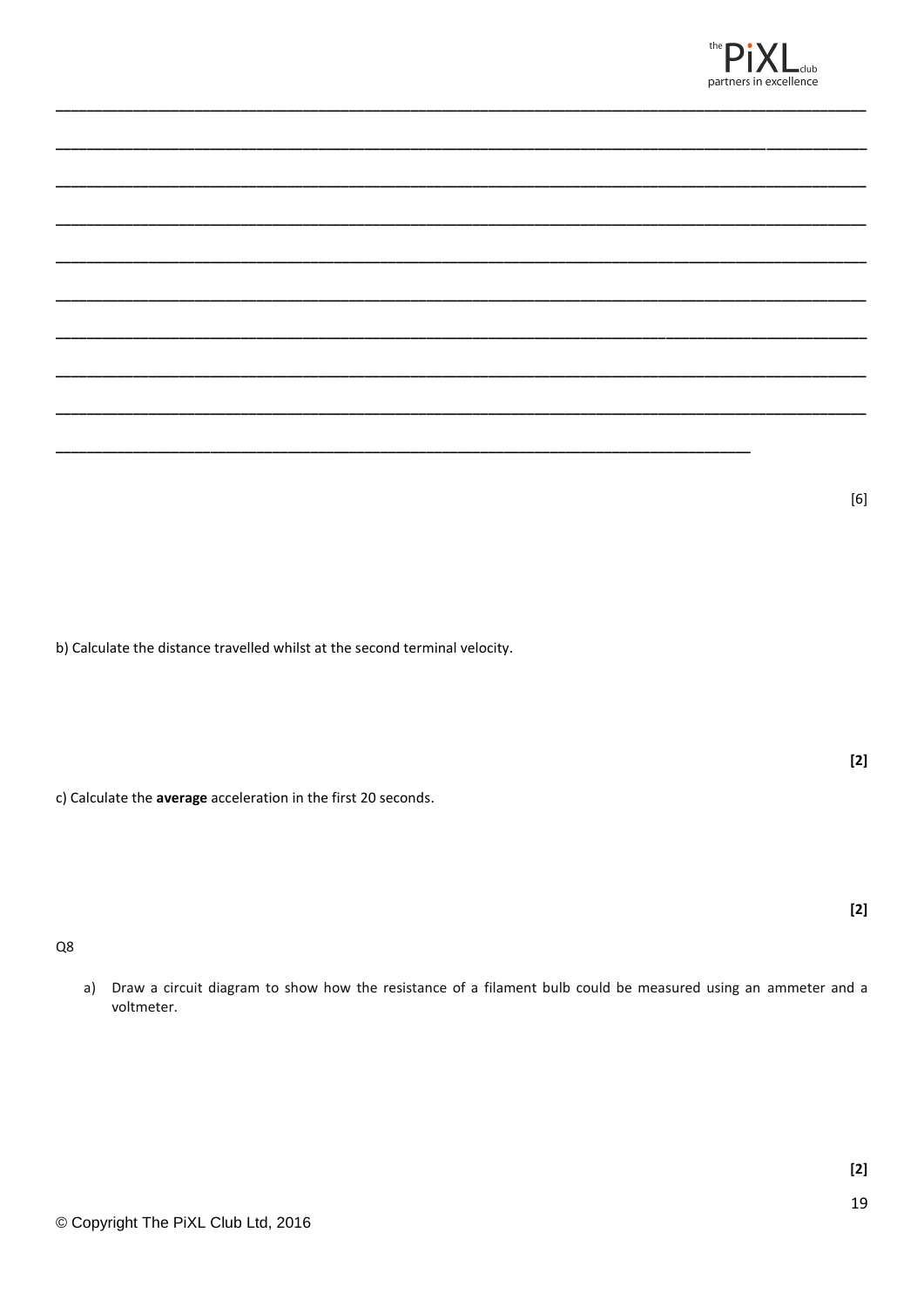______________________________________________________________________________

______________________________________________________________________________

______________________________________________________________________________

______________________________________________________________________________

______________________________________________________________________________

______________________________________________________________________________

______________________________________________________________________________

______________________________________________________________________________

______________________________________________________________________________

_______________________________________________________________________

[6]

b) Calculate the distance travelled whilst at the second terminal velocity.

**[2]**

c) Calculate the **average** acceleration in the first 20 seconds.

**[2]**

Q8

a) Draw a circuit diagram to show how the resistance of a filament bulb could be measured using an ammeter and a voltmeter.

**[2]**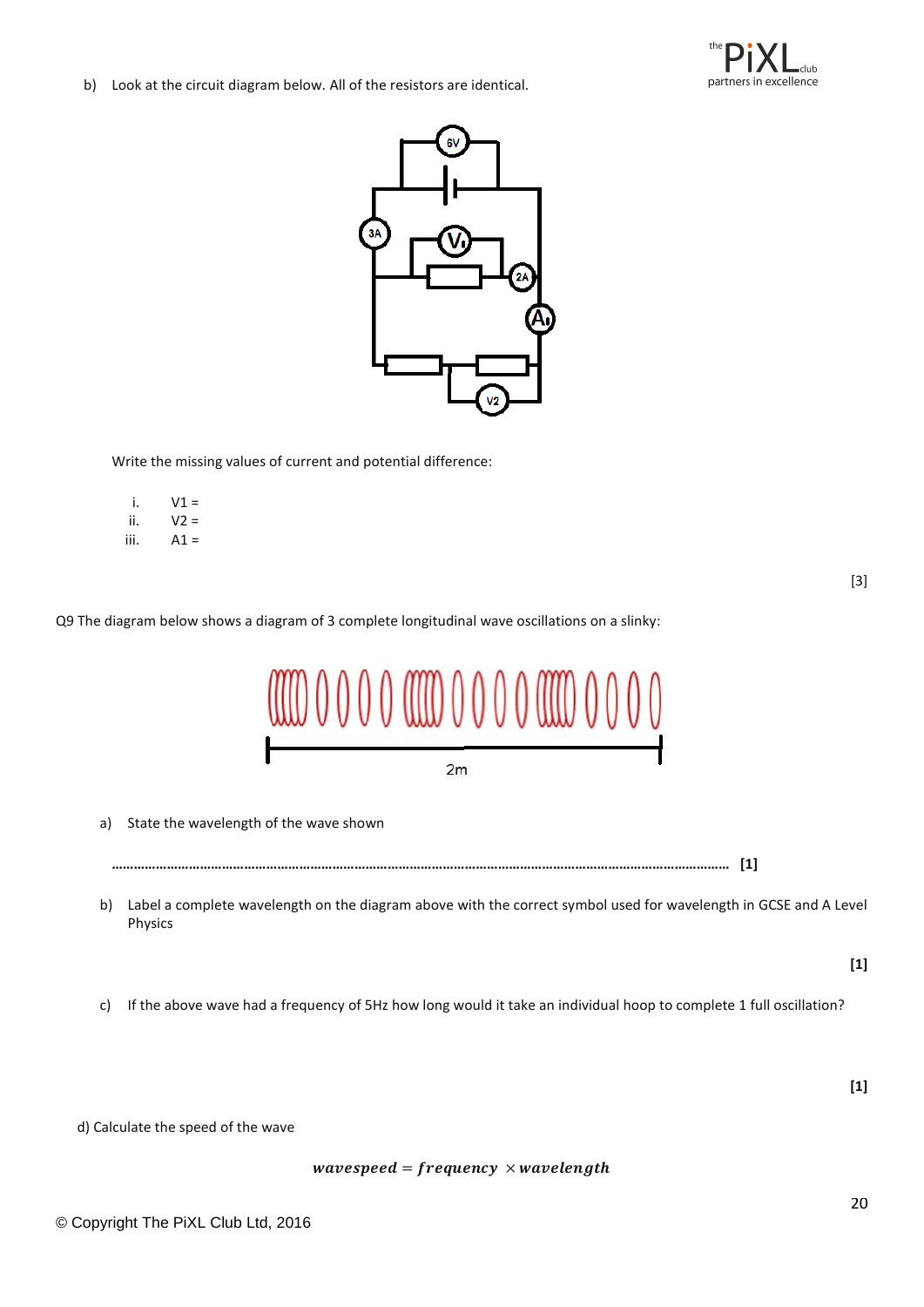b) Look at the circuit diagram below. All of the resistors are identical.

Write the missing values of current and potential difference:

i. V1 =

ii. V2 =

iii. A1 =

[3]

Q9 The diagram below shows a diagram of 3 complete longitudinal wave oscillations on a slinky:

2m

a) State the wavelength of the wave shown

………………………………………………………………………………………………………………………………………………………… **[1]**

b) Label a complete wavelength on the diagram above with the correct symbol used for wavelength in GCSE and A Level Physics

**[1]**

c) If the above wave had a frequency of 5Hz how long would it take an individual hoop to complete 1 full oscillation?

**[1]**

d) Calculate the speed of the wave

$$\boldsymbol{wavespeed = frequency \times wavelength}$$

© Copyright The PiXL Club Ltd, 2016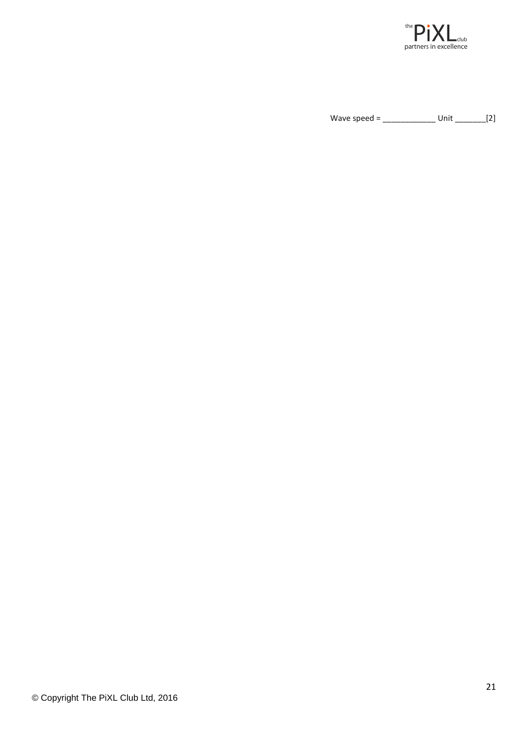Wave speed = _____________ Unit ________[2]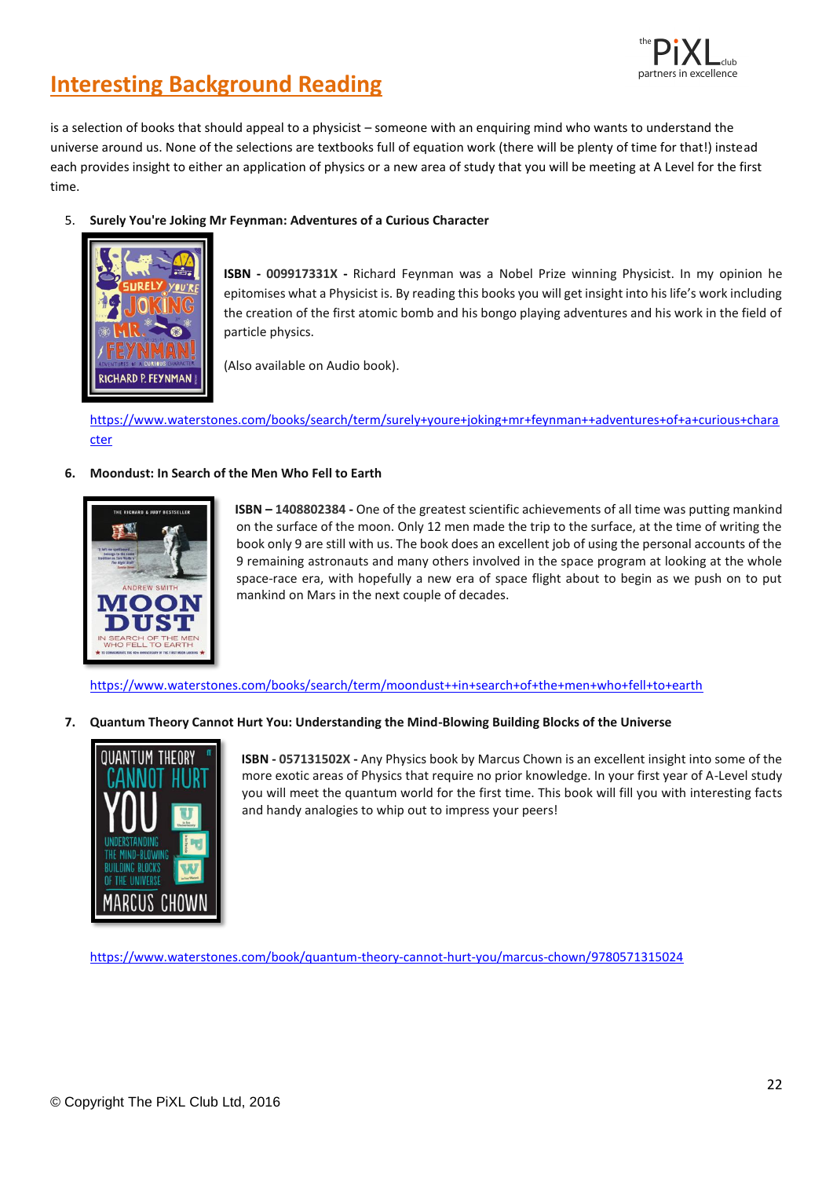## Interesting Background Reading

is a selection of books that should appeal to a physicist – someone with an enquiring mind who wants to understand the universe around us. None of the selections are textbooks full of equation work (there will be plenty of time for that!) instead each provides insight to either an application of physics or a new area of study that you will be meeting at A Level for the first time.

5. **Surely You're Joking Mr Feynman: Adventures of a Curious Character**

**ISBN - 009917331X -** Richard Feynman was a Nobel Prize winning Physicist. In my opinion he epitomises what a Physicist is. By reading this books you will get insight into his life's work including the creation of the first atomic bomb and his bongo playing adventures and his work in the field of particle physics.

(Also available on Audio book).

https://www.waterstones.com/books/search/term/surely+youre+joking+mr+feynman++adventures+of+a+curious+character

6. **Moondust: In Search of the Men Who Fell to Earth**

**ISBN – 1408802384 -** One of the greatest scientific achievements of all time was putting mankind on the surface of the moon. Only 12 men made the trip to the surface, at the time of writing the book only 9 are still with us. The book does an excellent job of using the personal accounts of the 9 remaining astronauts and many others involved in the space program at looking at the whole space-race era, with hopefully a new era of space flight about to begin as we push on to put mankind on Mars in the next couple of decades.

https://www.waterstones.com/books/search/term/moondust++in+search+of+the+men+who+fell+to+earth

7. **Quantum Theory Cannot Hurt You: Understanding the Mind-Blowing Building Blocks of the Universe**

**ISBN - 057131502X -** Any Physics book by Marcus Chown is an excellent insight into some of the more exotic areas of Physics that require no prior knowledge. In your first year of A-Level study you will meet the quantum world for the first time. This book will fill you with interesting facts and handy analogies to whip out to impress your peers!

https://www.waterstones.com/book/quantum-theory-cannot-hurt-you/marcus-chown/9780571315024

© Copyright The PiXL Club Ltd, 2016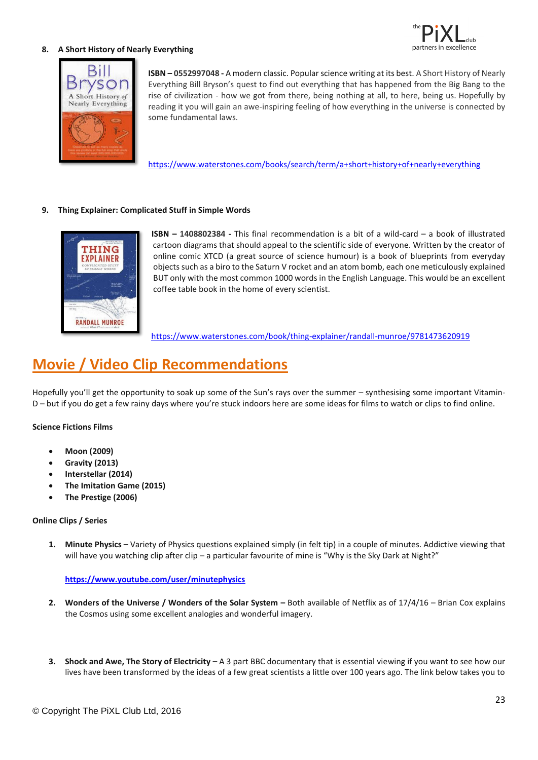**8. A Short History of Nearly Everything**

**ISBN – 0552997048 -** A modern classic. Popular science writing at its best. A Short History of Nearly Everything Bill Bryson's quest to find out everything that has happened from the Big Bang to the rise of civilization - how we got from there, being nothing at all, to here, being us. Hopefully by reading it you will gain an awe-inspiring feeling of how everything in the universe is connected by some fundamental laws.

https://www.waterstones.com/books/search/term/a+short+history+of+nearly+everything

**9. Thing Explainer: Complicated Stuff in Simple Words**

**ISBN – 1408802384 -** This final recommendation is a bit of a wild-card – a book of illustrated cartoon diagrams that should appeal to the scientific side of everyone. Written by the creator of online comic XTCD (a great source of science humour) is a book of blueprints from everyday objects such as a biro to the Saturn V rocket and an atom bomb, each one meticulously explained BUT only with the most common 1000 words in the English Language. This would be an excellent coffee table book in the home of every scientist.

https://www.waterstones.com/book/thing-explainer/randall-munroe/9781473620919

# Movie / Video Clip Recommendations

Hopefully you'll get the opportunity to soak up some of the Sun's rays over the summer – synthesising some important Vitamin-D – but if you do get a few rainy days where you're stuck indoors here are some ideas for films to watch or clips to find online.

**Science Fictions Films**

- **Moon (2009)**
- **Gravity (2013)**
- **Interstellar (2014)**
- **The Imitation Game (2015)**
- **The Prestige (2006)**

**Online Clips / Series**

1. **Minute Physics –** Variety of Physics questions explained simply (in felt tip) in a couple of minutes. Addictive viewing that will have you watching clip after clip – a particular favourite of mine is "Why is the Sky Dark at Night?"

   **https://www.youtube.com/user/minutephysics**

2. **Wonders of the Universe / Wonders of the Solar System –** Both available of Netflix as of 17/4/16 – Brian Cox explains the Cosmos using some excellent analogies and wonderful imagery.

3. **Shock and Awe, The Story of Electricity –** A 3 part BBC documentary that is essential viewing if you want to see how our lives have been transformed by the ideas of a few great scientists a little over 100 years ago. The link below takes you to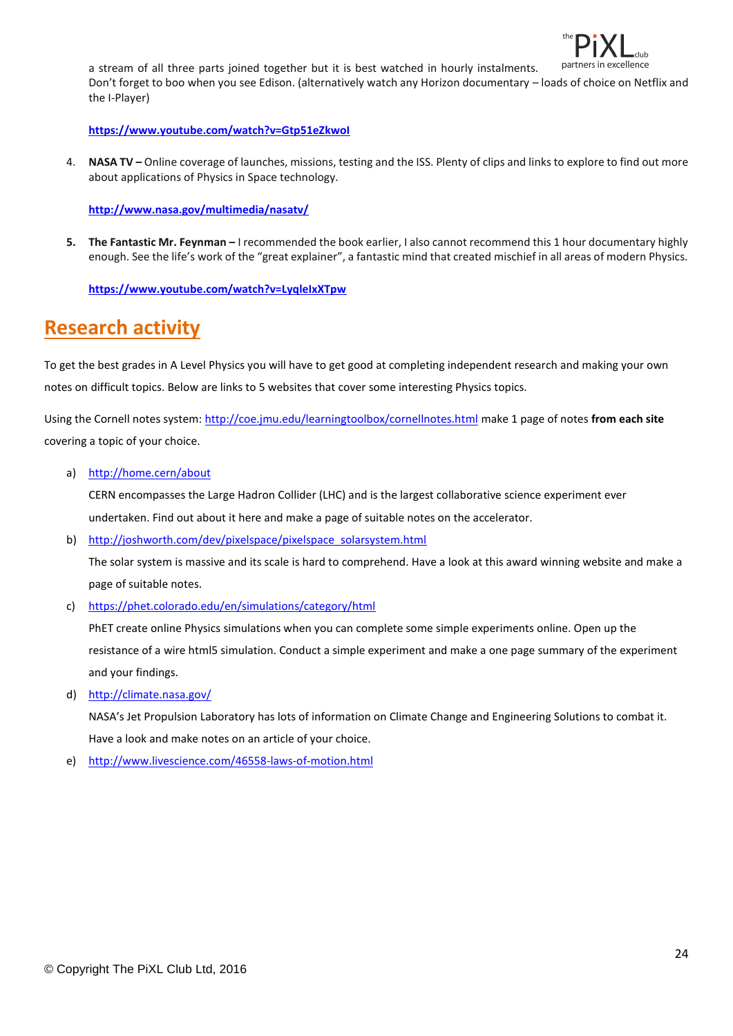a stream of all three parts joined together but it is best watched in hourly instalments. Don't forget to boo when you see Edison. (alternatively watch any Horizon documentary – loads of choice on Netflix and the I-Player)

**https://www.youtube.com/watch?v=Gtp51eZkwoI**

4. **NASA TV –** Online coverage of launches, missions, testing and the ISS. Plenty of clips and links to explore to find out more about applications of Physics in Space technology.

   **http://www.nasa.gov/multimedia/nasatv/**

5. **The Fantastic Mr. Feynman –** I recommended the book earlier, I also cannot recommend this 1 hour documentary highly enough. See the life's work of the "great explainer", a fantastic mind that created mischief in all areas of modern Physics.

   **https://www.youtube.com/watch?v=LyqleIxXTpw**

## Research activity

To get the best grades in A Level Physics you will have to get good at completing independent research and making your own notes on difficult topics. Below are links to 5 websites that cover some interesting Physics topics.

Using the Cornell notes system: http://coe.jmu.edu/learningtoolbox/cornellnotes.html make 1 page of notes **from each site** covering a topic of your choice.

a) http://home.cern/about

   CERN encompasses the Large Hadron Collider (LHC) and is the largest collaborative science experiment ever undertaken. Find out about it here and make a page of suitable notes on the accelerator.

b) http://joshworth.com/dev/pixelspace/pixelspace_solarsystem.html

   The solar system is massive and its scale is hard to comprehend. Have a look at this award winning website and make a page of suitable notes.

c) https://phet.colorado.edu/en/simulations/category/html

   PhET create online Physics simulations when you can complete some simple experiments online. Open up the resistance of a wire html5 simulation. Conduct a simple experiment and make a one page summary of the experiment and your findings.

d) http://climate.nasa.gov/

   NASA's Jet Propulsion Laboratory has lots of information on Climate Change and Engineering Solutions to combat it. Have a look and make notes on an article of your choice.

e) http://www.livescience.com/46558-laws-of-motion.html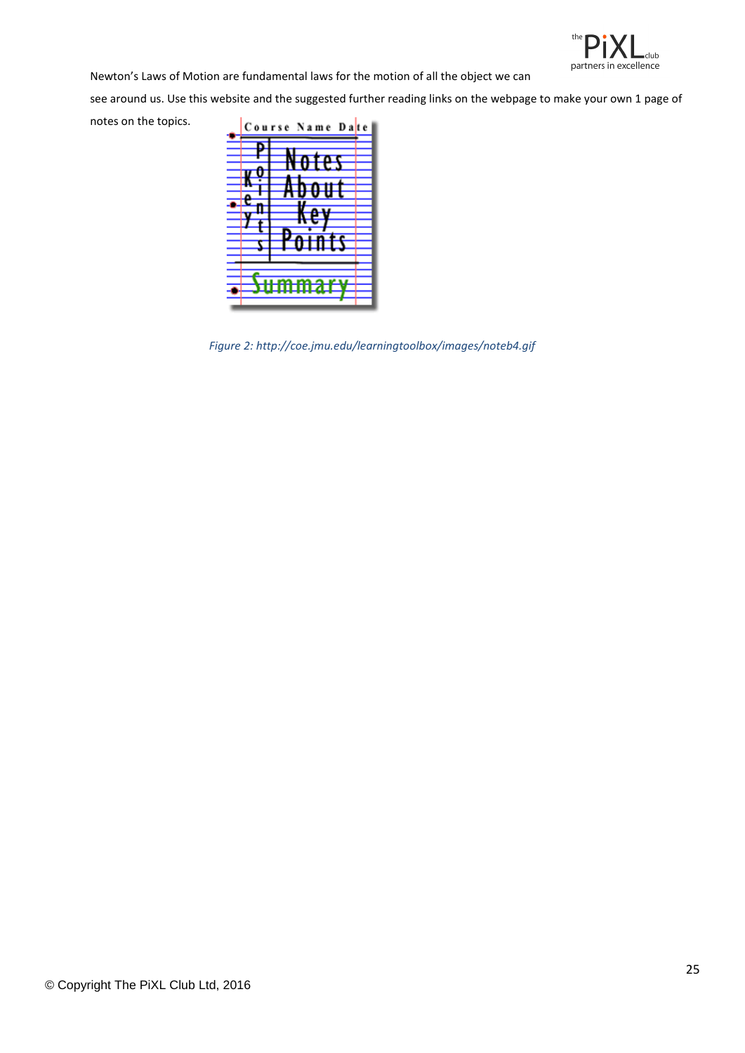Newton's Laws of Motion are fundamental laws for the motion of all the object we can see around us. Use this website and the suggested further reading links on the webpage to make your own 1 page of notes on the topics.

*Figure 2: http://coe.jmu.edu/learningtoolbox/images/noteb4.gif*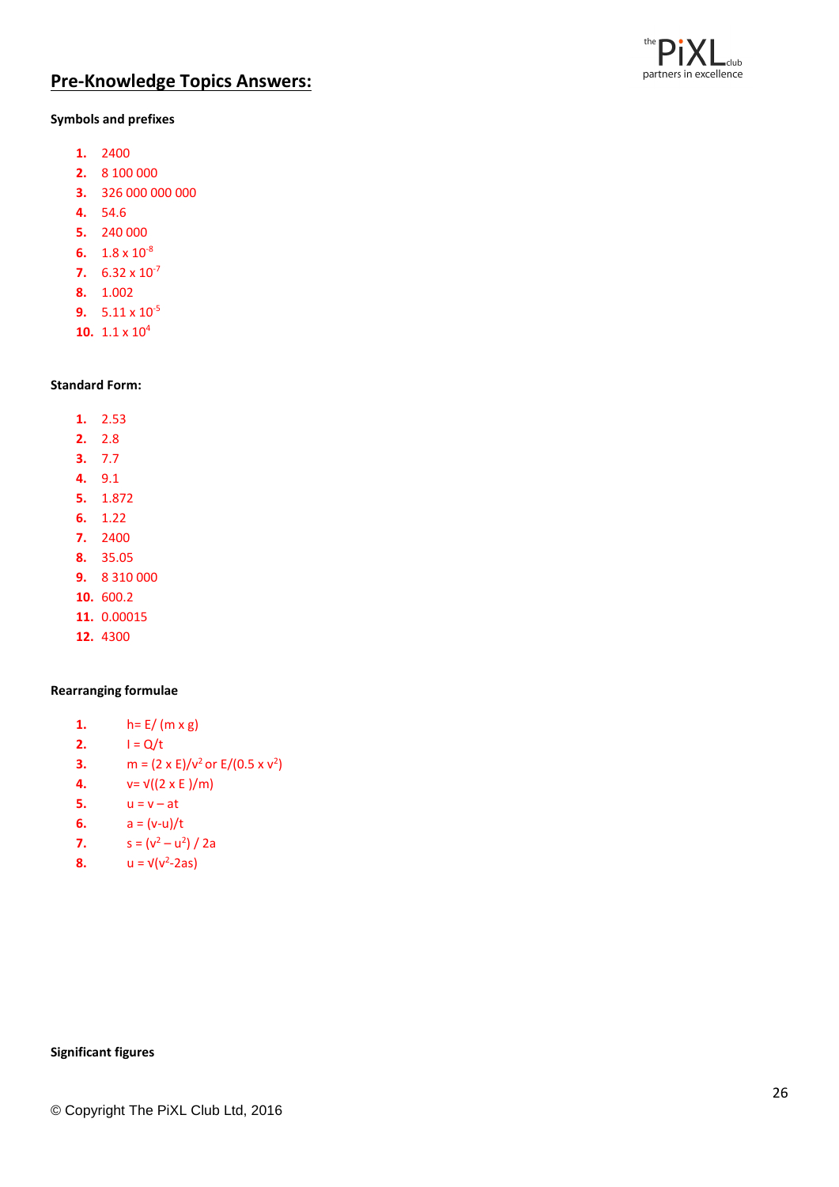## Pre-Knowledge Topics Answers:

**Symbols and prefixes**

1. 2400
2. 8 100 000
3. 326 000 000 000
4. 54.6
5. 240 000
6. $1.8 \times 10^{-8}$
7. $6.32 \times 10^{-7}$
8. 1.002
9. $5.11 \times 10^{-5}$
10. $1.1 \times 10^{4}$

**Standard Form:**

1. 2.53
2. 2.8
3. 7.7
4. 9.1
5. 1.872
6. 1.22
7. 2400
8. 35.05
9. 8 310 000
10. 600.2
11. 0.00015
12. 4300

**Rearranging formulae**

1. $h = E / (m \times g)$
2. $I = Q/t$
3. $m = (2 \times E)/v^2$ or $E/(0.5 \times v^2)$
4. $v = \sqrt{(2 \times E)/m}$
5. $u = v - at$
6. $a = (v-u)/t$
7. $s = (v^2 - u^2) / 2a$
8. $u = \sqrt{v^2 - 2as}$

**Significant figures**

© Copyright The PiXL Club Ltd, 2016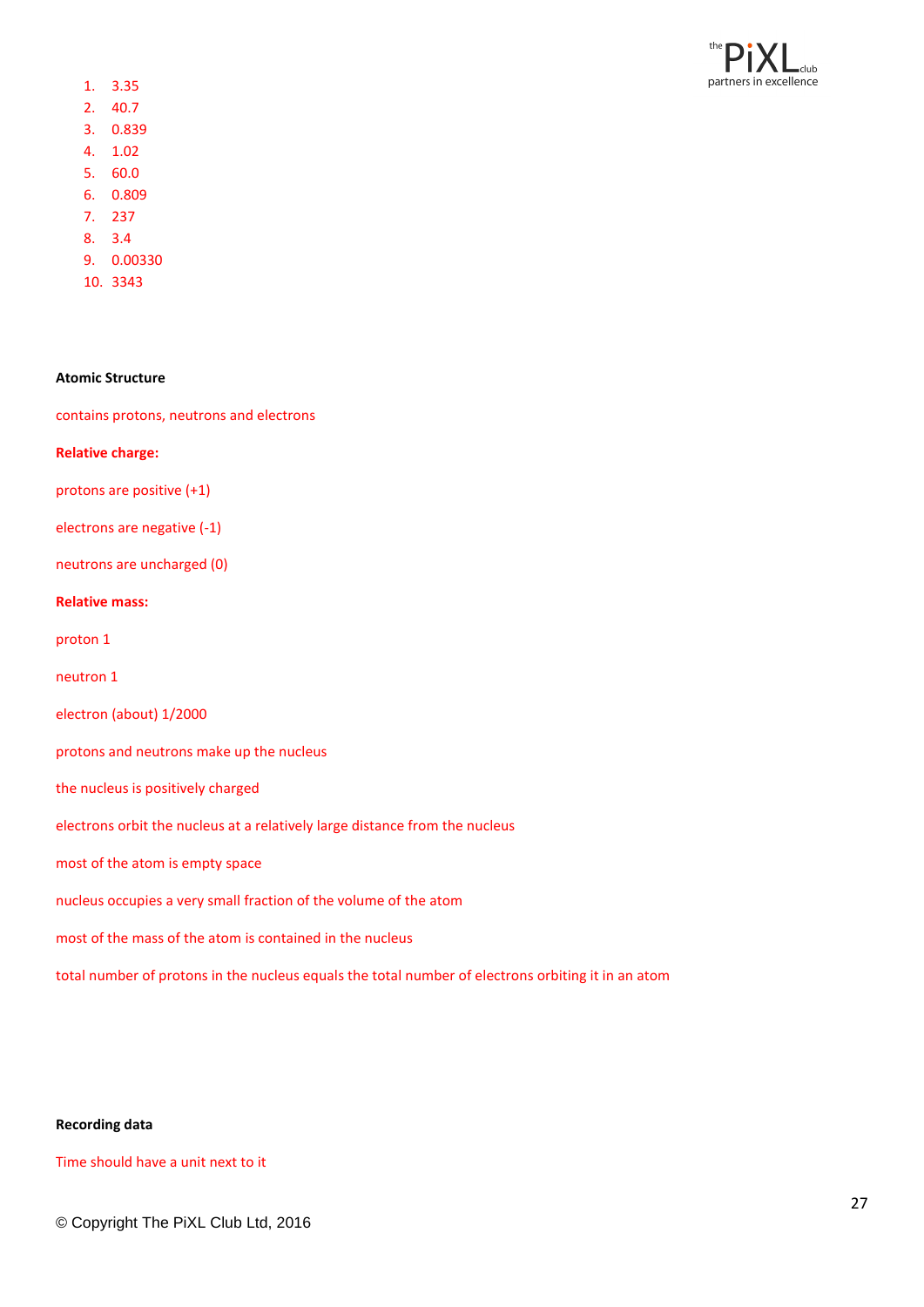1. 3.35
2. 40.7
3. 0.839
4. 1.02
5. 60.0
6. 0.809
7. 237
8. 3.4
9. 0.00330
10. 3343

**Atomic Structure**

contains protons, neutrons and electrons

**Relative charge:**

protons are positive (+1)

electrons are negative (-1)

neutrons are uncharged (0)

**Relative mass:**

proton 1

neutron 1

electron (about) 1/2000

protons and neutrons make up the nucleus

the nucleus is positively charged

electrons orbit the nucleus at a relatively large distance from the nucleus

most of the atom is empty space

nucleus occupies a very small fraction of the volume of the atom

most of the mass of the atom is contained in the nucleus

total number of protons in the nucleus equals the total number of electrons orbiting it in an atom

**Recording data**

Time should have a unit next to it

© Copyright The PiXL Club Ltd, 2016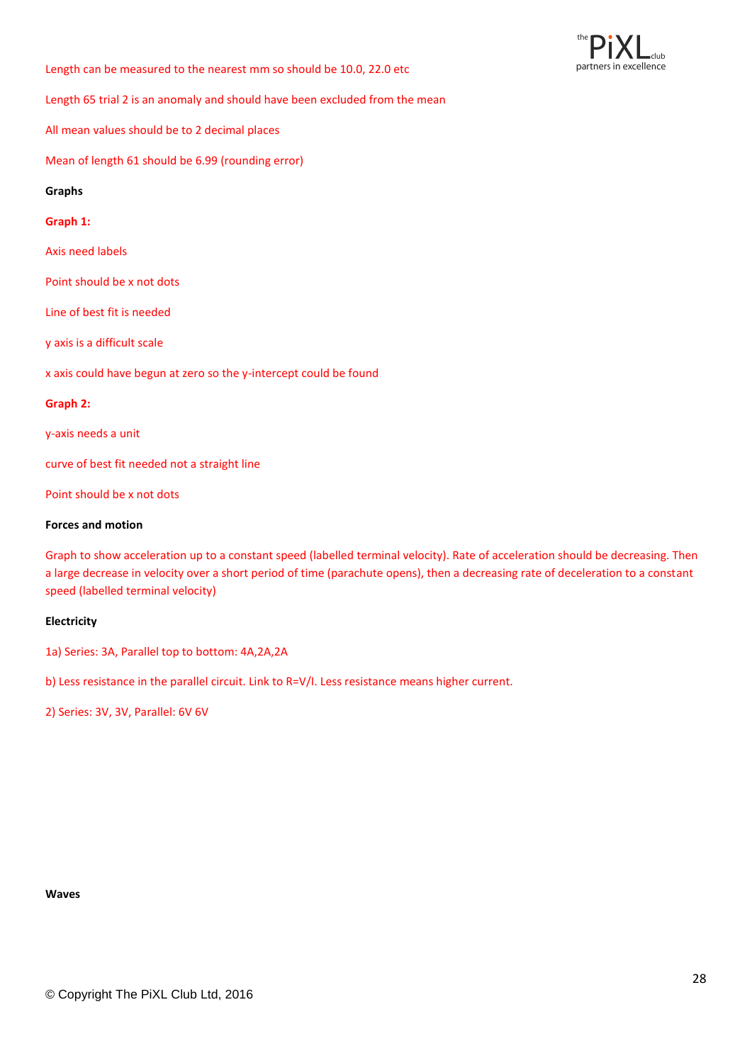Length can be measured to the nearest mm so should be 10.0, 22.0 etc

Length 65 trial 2 is an anomaly and should have been excluded from the mean

All mean values should be to 2 decimal places

Mean of length 61 should be 6.99 (rounding error)

**Graphs**

**Graph 1:**

Axis need labels

Point should be x not dots

Line of best fit is needed

y axis is a difficult scale

x axis could have begun at zero so the y-intercept could be found

**Graph 2:**

y-axis needs a unit

curve of best fit needed not a straight line

Point should be x not dots

**Forces and motion**

Graph to show acceleration up to a constant speed (labelled terminal velocity). Rate of acceleration should be decreasing. Then a large decrease in velocity over a short period of time (parachute opens), then a decreasing rate of deceleration to a constant speed (labelled terminal velocity)

**Electricity**

1a) Series: 3A, Parallel top to bottom: 4A,2A,2A

b) Less resistance in the parallel circuit. Link to R=V/I. Less resistance means higher current.

2) Series: 3V, 3V, Parallel: 6V 6V

**Waves**

© Copyright The PiXL Club Ltd, 2016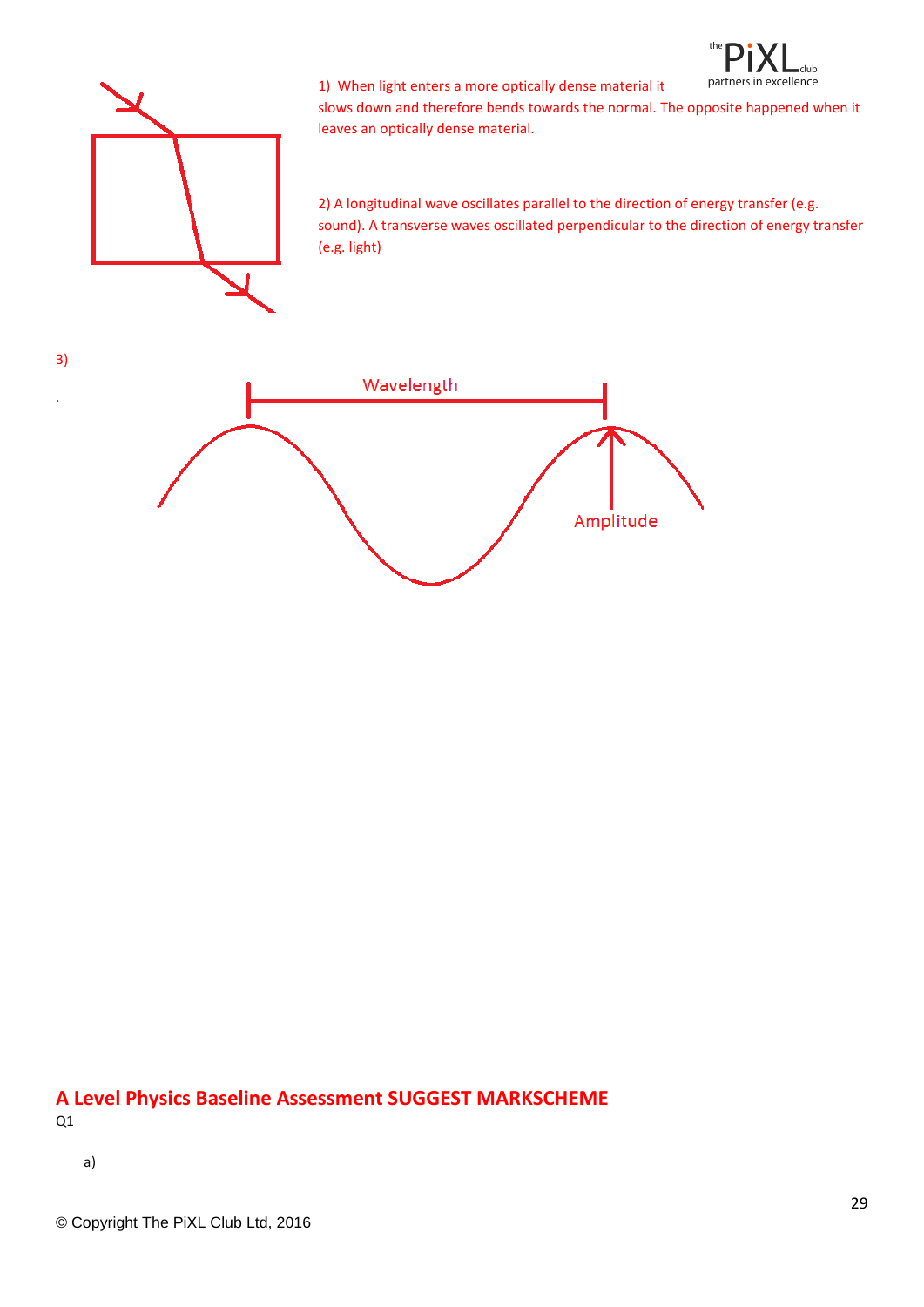1) When light enters a more optically dense material it slows down and therefore bends towards the normal. The opposite happened when it leaves an optically dense material.

2) A longitudinal wave oscillates parallel to the direction of energy transfer (e.g. sound). A transverse waves oscillated perpendicular to the direction of energy transfer (e.g. light)

3)

Wavelength

Amplitude

## A Level Physics Baseline Assessment SUGGEST MARKSCHEME

Q1

a)

© Copyright The PiXL Club Ltd, 2016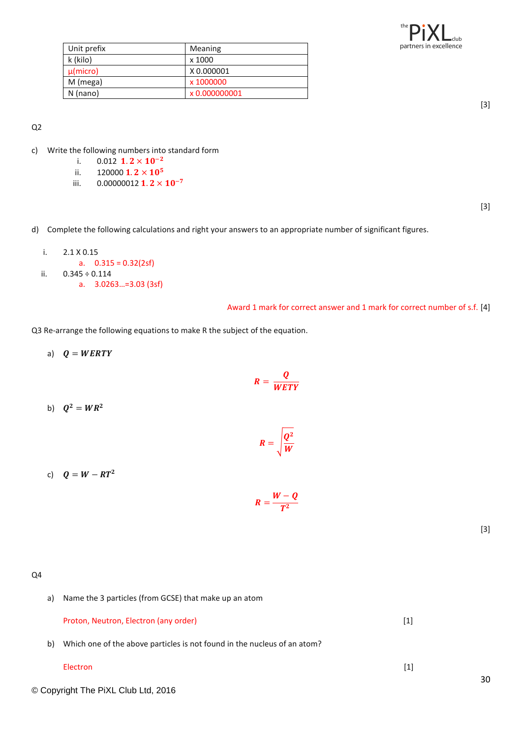| Unit prefix | Meaning |
|---|---|
| k (kilo) | x 1000 |
| μ(micro) | X 0.000001 |
| M (mega) | x 1000000 |
| N (nano) | x 0.000000001 |

[3]

Q2

c) Write the following numbers into standard form

i. 0.012 $1.2 \times 10^{-2}$

ii. 120000 $1.2 \times 10^{5}$

iii. 0.00000012 $1.2 \times 10^{-7}$

[3]

d) Complete the following calculations and right your answers to an appropriate number of significant figures.

i. 2.1 X 0.15

a. 0.315 = 0.32(2sf)

ii. 0.345 ÷ 0.114

a. 3.0263…=3.03 (3sf)

Award 1 mark for correct answer and 1 mark for correct number of s.f. [4]

Q3 Re-arrange the following equations to make R the subject of the equation.

a) $Q = WERTY$

$$R = \frac{Q}{WETY}$$

b) $Q^2 = WR^2$

$$R = \sqrt{\frac{Q^2}{W}}$$

c) $Q = W - RT^2$

$$R = \frac{W - Q}{T^2}$$

[3]

Q4

a) Name the 3 particles (from GCSE) that make up an atom

Proton, Neutron, Electron (any order) [1]

b) Which one of the above particles is not found in the nucleus of an atom?

Electron [1]

© Copyright The PiXL Club Ltd, 2016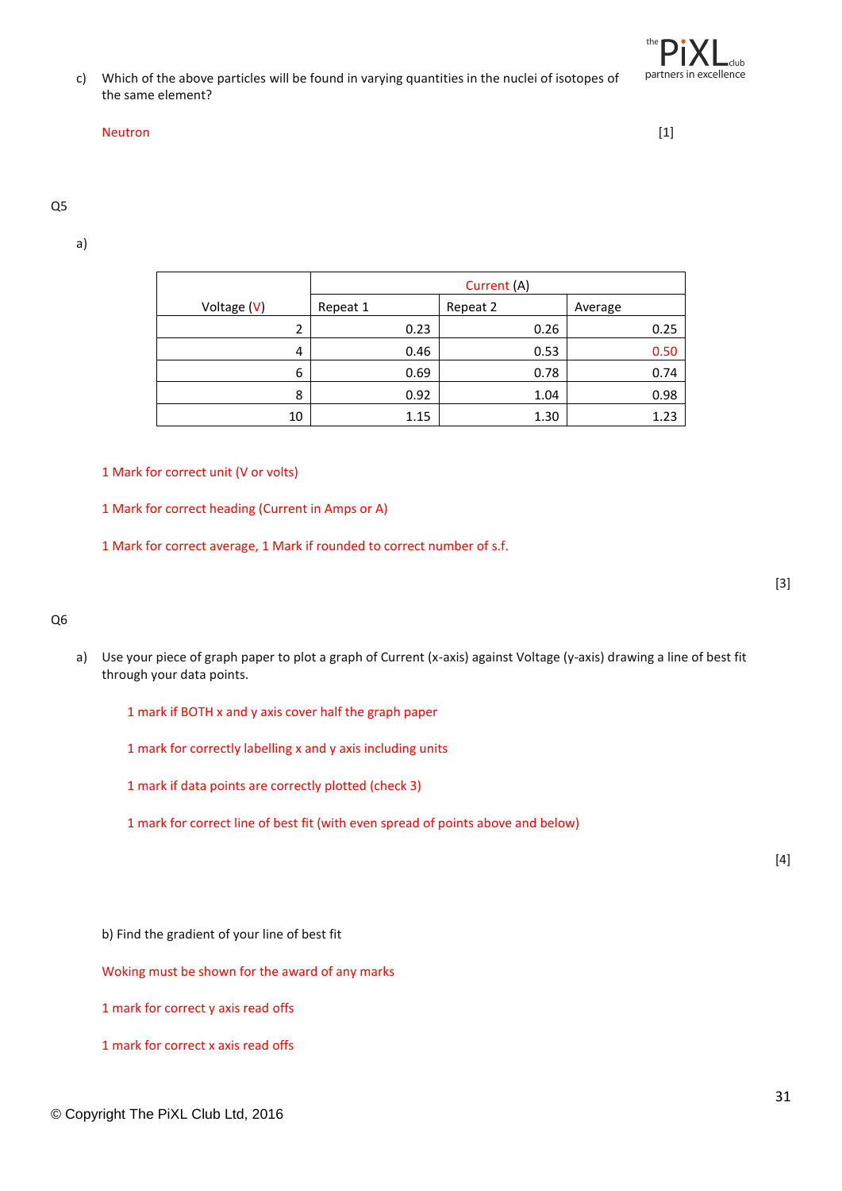c) Which of the above particles will be found in varying quantities in the nuclei of isotopes of the same element?

Neutron [1]

Q5

a)

| Voltage (V) | Current (A) | | |
|---|---|---|---|
| | Repeat 1 | Repeat 2 | Average |
| 2 | 0.23 | 0.26 | 0.25 |
| 4 | 0.46 | 0.53 | 0.50 |
| 6 | 0.69 | 0.78 | 0.74 |
| 8 | 0.92 | 1.04 | 0.98 |
| 10 | 1.15 | 1.30 | 1.23 |

1 Mark for correct unit (V or volts)

1 Mark for correct heading (Current in Amps or A)

1 Mark for correct average, 1 Mark if rounded to correct number of s.f.

[3]

Q6

a) Use your piece of graph paper to plot a graph of Current (x-axis) against Voltage (y-axis) drawing a line of best fit through your data points.

1 mark if BOTH x and y axis cover half the graph paper

1 mark for correctly labelling x and y axis including units

1 mark if data points are correctly plotted (check 3)

1 mark for correct line of best fit (with even spread of points above and below)

[4]

b) Find the gradient of your line of best fit

Woking must be shown for the award of any marks

1 mark for correct y axis read offs

1 mark for correct x axis read offs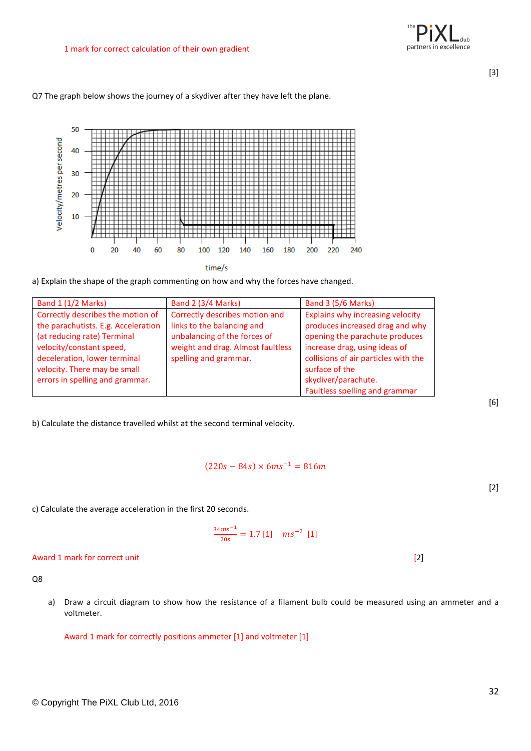1 mark for correct calculation of their own gradient

[3]

Q7 The graph below shows the journey of a skydiver after they have left the plane.

a) Explain the shape of the graph commenting on how and why the forces have changed.

| Band 1 (1/2 Marks) | Band 2 (3/4 Marks) | Band 3 (5/6 Marks) |
|---|---|---|
| Correctly describes the motion of the parachutists. E.g. Acceleration (at reducing rate) Terminal velocity/constant speed, deceleration, lower terminal velocity. There may be small errors in spelling and grammar. | Correctly describes motion and links to the balancing and unbalancing of the forces of weight and drag. Almost faultless spelling and grammar. | Explains why increasing velocity produces increased drag and why opening the parachute produces increase drag, using ideas of collisions of air particles with the surface of the skydiver/parachute. Faultless spelling and grammar |

[6]

b) Calculate the distance travelled whilst at the second terminal velocity.

$$(220s - 84s) \times 6ms^{-1} = 816m$$

[2]

c) Calculate the average acceleration in the first 20 seconds.

$$\frac{34ms^{-1}}{20s} = 1.7 \text{ [1]} \quad ms^{-2} \text{ [1]}$$

Award 1 mark for correct unit [2]

Q8

a) Draw a circuit diagram to show how the resistance of a filament bulb could be measured using an ammeter and a voltmeter.

Award 1 mark for correctly positions ammeter [1] and voltmeter [1]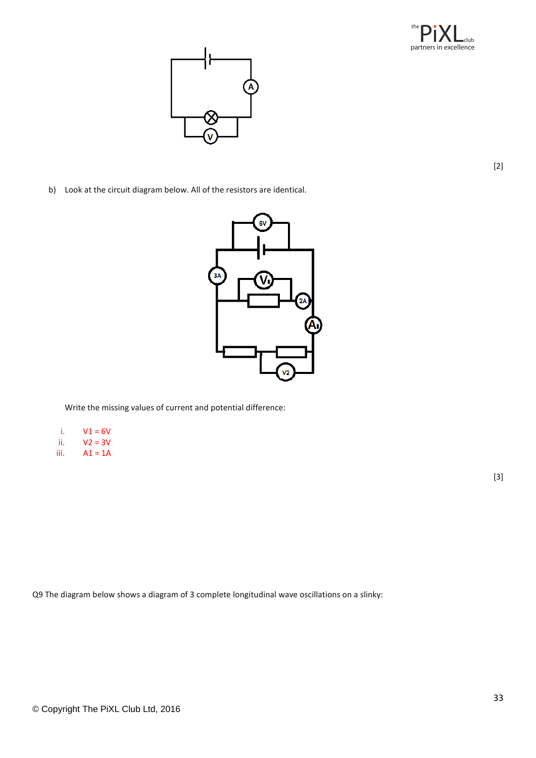[2]

b) Look at the circuit diagram below. All of the resistors are identical.

Write the missing values of current and potential difference:

i. V1 = 6V
ii. V2 = 3V
iii. A1 = 1A

[3]

Q9 The diagram below shows a diagram of 3 complete longitudinal wave oscillations on a slinky:

© Copyright The PiXL Club Ltd, 2016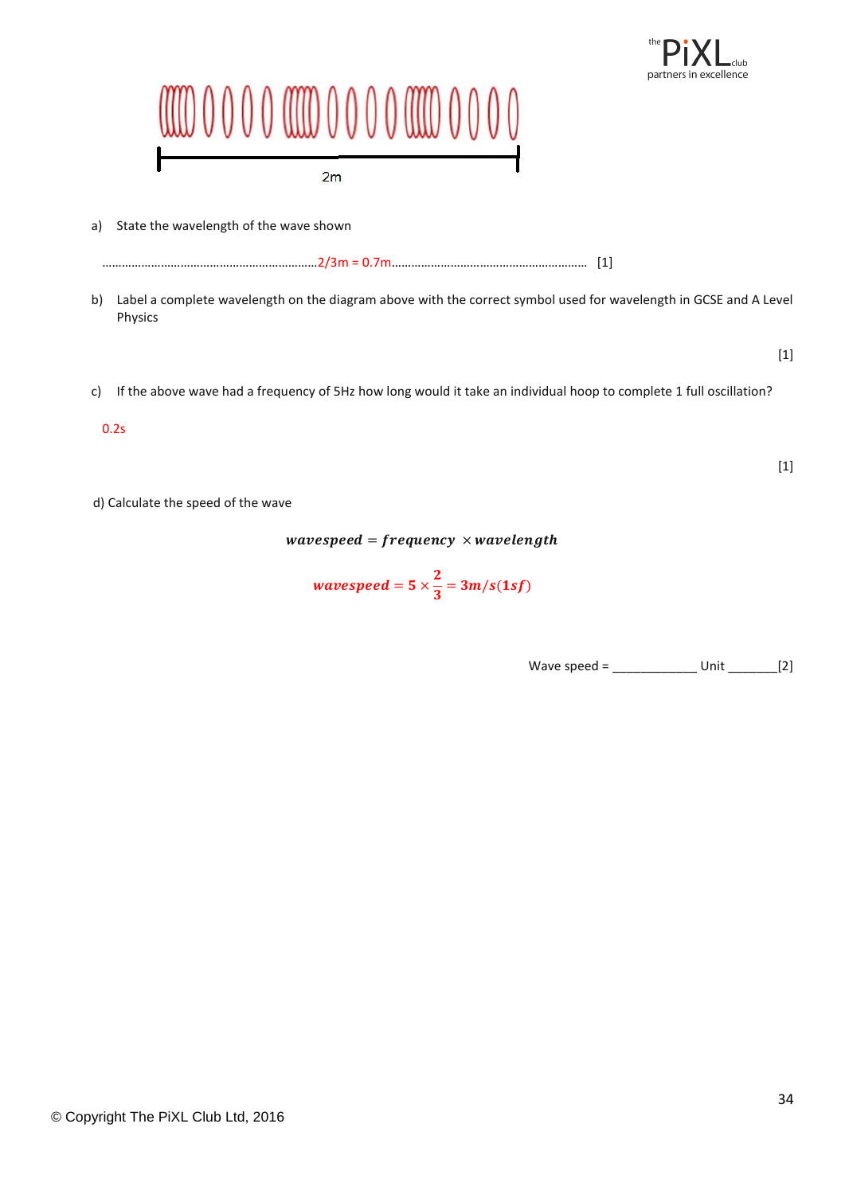2m

a) State the wavelength of the wave shown

……………………………………………………………2/3m = 0.7m…………………………………………………… [1]

b) Label a complete wavelength on the diagram above with the correct symbol used for wavelength in GCSE and A Level Physics

[1]

c) If the above wave had a frequency of 5Hz how long would it take an individual hoop to complete 1 full oscillation?

0.2s

[1]

d) Calculate the speed of the wave

$$wavespeed = frequency \times wavelength$$

$$wavespeed = 5 \times \frac{2}{3} = 3m/s(1sf)$$

Wave speed = ____________ Unit _______[2]

© Copyright The PiXL Club Ltd, 2016